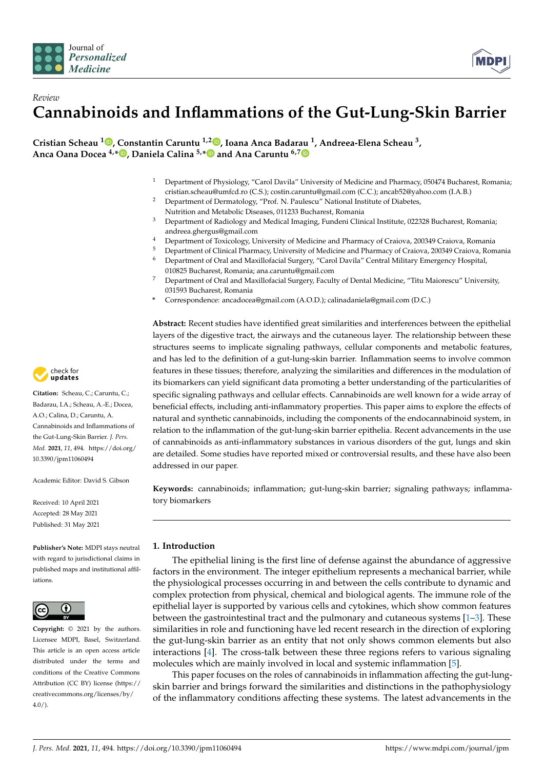Journal of *Personalized Medicine*

*Review*

# Cannabinoids and Inflammations of the Gut-Lung-Skin Barrier

**Cristian Scheau [1], Constantin Caruntu [1,2], Ioana Anca Badarau [1], Andreea-Elena Scheau [3], Anca Oana Docea [4,*], Daniela Calina [5,*] and Ana Caruntu [6,7]**

[1] Department of Physiology, "Carol Davila" University of Medicine and Pharmacy, 050474 Bucharest, Romania; cristian.scheau@umfcd.ro (C.S.); costin.caruntu@gmail.com (C.C.); ancab52@yahoo.com (I.A.B.)

[2] Department of Dermatology, "Prof. N. Paulescu" National Institute of Diabetes, Nutrition and Metabolic Diseases, 011233 Bucharest, Romania

[3] Department of Radiology and Medical Imaging, Fundeni Clinical Institute, 022328 Bucharest, Romania; andreea.ghergus@gmail.com

[4] Department of Toxicology, University of Medicine and Pharmacy of Craiova, 200349 Craiova, Romania

[5] Department of Clinical Pharmacy, University of Medicine and Pharmacy of Craiova, 200349 Craiova, Romania

[6] Department of Oral and Maxillofacial Surgery, "Carol Davila" Central Military Emergency Hospital, 010825 Bucharest, Romania; ana.caruntu@gmail.com

[7] Department of Oral and Maxillofacial Surgery, Faculty of Dental Medicine, "Titu Maiorescu" University, 031593 Bucharest, Romania

\* Correspondence: ancadocea@gmail.com (A.O.D.); calinadaniela@gmail.com (D.C.)

**Citation:** Scheau, C.; Caruntu, C.; Badarau, I.A.; Scheau, A.-E.; Docea, A.O.; Calina, D.; Caruntu, A. Cannabinoids and Inflammations of the Gut-Lung-Skin Barrier. *J. Pers. Med.* **2021**, *11*, 494. https://doi.org/10.3390/jpm11060494

Academic Editor: David S. Gibson

Received: 10 April 2021
Accepted: 28 May 2021
Published: 31 May 2021

**Publisher's Note:** MDPI stays neutral with regard to jurisdictional claims in published maps and institutional affiliations.

**Copyright:** © 2021 by the authors. Licensee MDPI, Basel, Switzerland. This article is an open access article distributed under the terms and conditions of the Creative Commons Attribution (CC BY) license (https://creativecommons.org/licenses/by/4.0/).

**Abstract:** Recent studies have identified great similarities and interferences between the epithelial layers of the digestive tract, the airways and the cutaneous layer. The relationship between these structures seems to implicate signaling pathways, cellular components and metabolic features, and has led to the definition of a gut-lung-skin barrier. Inflammation seems to involve common features in these tissues; therefore, analyzing the similarities and differences in the modulation of its biomarkers can yield significant data promoting a better understanding of the particularities of specific signaling pathways and cellular effects. Cannabinoids are well known for a wide array of beneficial effects, including anti-inflammatory properties. This paper aims to explore the effects of natural and synthetic cannabinoids, including the components of the endocannabinoid system, in relation to the inflammation of the gut-lung-skin barrier epithelia. Recent advancements in the use of cannabinoids as anti-inflammatory substances in various disorders of the gut, lungs and skin are detailed. Some studies have reported mixed or controversial results, and these have also been addressed in our paper.

**Keywords:** cannabinoids; inflammation; gut-lung-skin barrier; signaling pathways; inflammatory biomarkers

## 1. Introduction

The epithelial lining is the first line of defense against the abundance of aggressive factors in the environment. The integer epithelium represents a mechanical barrier, while the physiological processes occurring in and between the cells contribute to dynamic and complex protection from physical, chemical and biological agents. The immune role of the epithelial layer is supported by various cells and cytokines, which show common features between the gastrointestinal tract and the pulmonary and cutaneous systems [1–3]. These similarities in role and functioning have led recent research in the direction of exploring the gut-lung-skin barrier as an entity that not only shows common elements but also interactions [4]. The cross-talk between these three regions refers to various signaling molecules which are mainly involved in local and systemic inflammation [5].

This paper focuses on the roles of cannabinoids in inflammation affecting the gut-lung-skin barrier and brings forward the similarities and distinctions in the pathophysiology of the inflammatory conditions affecting these systems. The latest advancements in the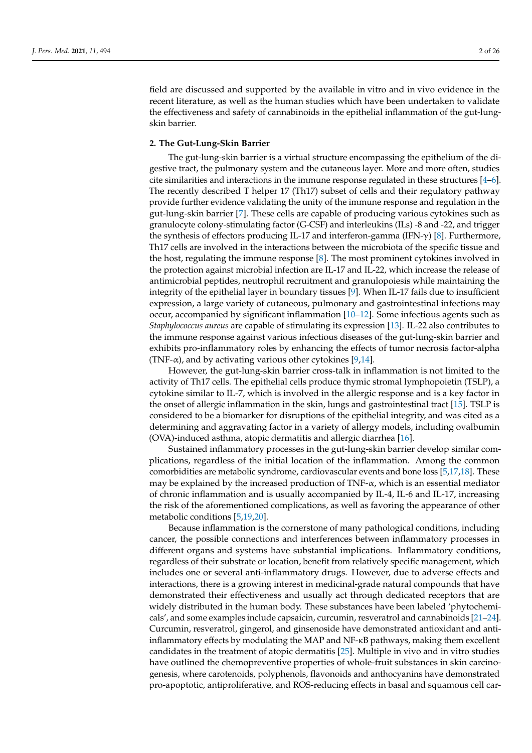field are discussed and supported by the available in vitro and in vivo evidence in the recent literature, as well as the human studies which have been undertaken to validate the effectiveness and safety of cannabinoids in the epithelial inflammation of the gut-lung-skin barrier.

## 2. The Gut-Lung-Skin Barrier

The gut-lung-skin barrier is a virtual structure encompassing the epithelium of the digestive tract, the pulmonary system and the cutaneous layer. More and more often, studies cite similarities and interactions in the immune response regulated in these structures [4–6]. The recently described T helper 17 (Th17) subset of cells and their regulatory pathway provide further evidence validating the unity of the immune response and regulation in the gut-lung-skin barrier [7]. These cells are capable of producing various cytokines such as granulocyte colony-stimulating factor (G-CSF) and interleukins (ILs) -8 and -22, and trigger the synthesis of effectors producing IL-17 and interferon-gamma (IFN-γ) [8]. Furthermore, Th17 cells are involved in the interactions between the microbiota of the specific tissue and the host, regulating the immune response [8]. The most prominent cytokines involved in the protection against microbial infection are IL-17 and IL-22, which increase the release of antimicrobial peptides, neutrophil recruitment and granulopoiesis while maintaining the integrity of the epithelial layer in boundary tissues [9]. When IL-17 fails due to insufficient expression, a large variety of cutaneous, pulmonary and gastrointestinal infections may occur, accompanied by significant inflammation [10–12]. Some infectious agents such as *Staphylococcus aureus* are capable of stimulating its expression [13]. IL-22 also contributes to the immune response against various infectious diseases of the gut-lung-skin barrier and exhibits pro-inflammatory roles by enhancing the effects of tumor necrosis factor-alpha (TNF-α), and by activating various other cytokines [9,14].

However, the gut-lung-skin barrier cross-talk in inflammation is not limited to the activity of Th17 cells. The epithelial cells produce thymic stromal lymphopoietin (TSLP), a cytokine similar to IL-7, which is involved in the allergic response and is a key factor in the onset of allergic inflammation in the skin, lungs and gastrointestinal tract [15]. TSLP is considered to be a biomarker for disruptions of the epithelial integrity, and was cited as a determining and aggravating factor in a variety of allergy models, including ovalbumin (OVA)-induced asthma, atopic dermatitis and allergic diarrhea [16].

Sustained inflammatory processes in the gut-lung-skin barrier develop similar complications, regardless of the initial location of the inflammation. Among the common comorbidities are metabolic syndrome, cardiovascular events and bone loss [5,17,18]. These may be explained by the increased production of TNF-α, which is an essential mediator of chronic inflammation and is usually accompanied by IL-4, IL-6 and IL-17, increasing the risk of the aforementioned complications, as well as favoring the appearance of other metabolic conditions [5,19,20].

Because inflammation is the cornerstone of many pathological conditions, including cancer, the possible connections and interferences between inflammatory processes in different organs and systems have substantial implications. Inflammatory conditions, regardless of their substrate or location, benefit from relatively specific management, which includes one or several anti-inflammatory drugs. However, due to adverse effects and interactions, there is a growing interest in medicinal-grade natural compounds that have demonstrated their effectiveness and usually act through dedicated receptors that are widely distributed in the human body. These substances have been labeled 'phytochemicals', and some examples include capsaicin, curcumin, resveratrol and cannabinoids [21–24]. Curcumin, resveratrol, gingerol, and ginsenoside have demonstrated antioxidant and anti-inflammatory effects by modulating the MAP and NF-κB pathways, making them excellent candidates in the treatment of atopic dermatitis [25]. Multiple in vivo and in vitro studies have outlined the chemopreventive properties of whole-fruit substances in skin carcinogenesis, where carotenoids, polyphenols, flavonoids and anthocyanins have demonstrated pro-apoptotic, antiproliferative, and ROS-reducing effects in basal and squamous cell car-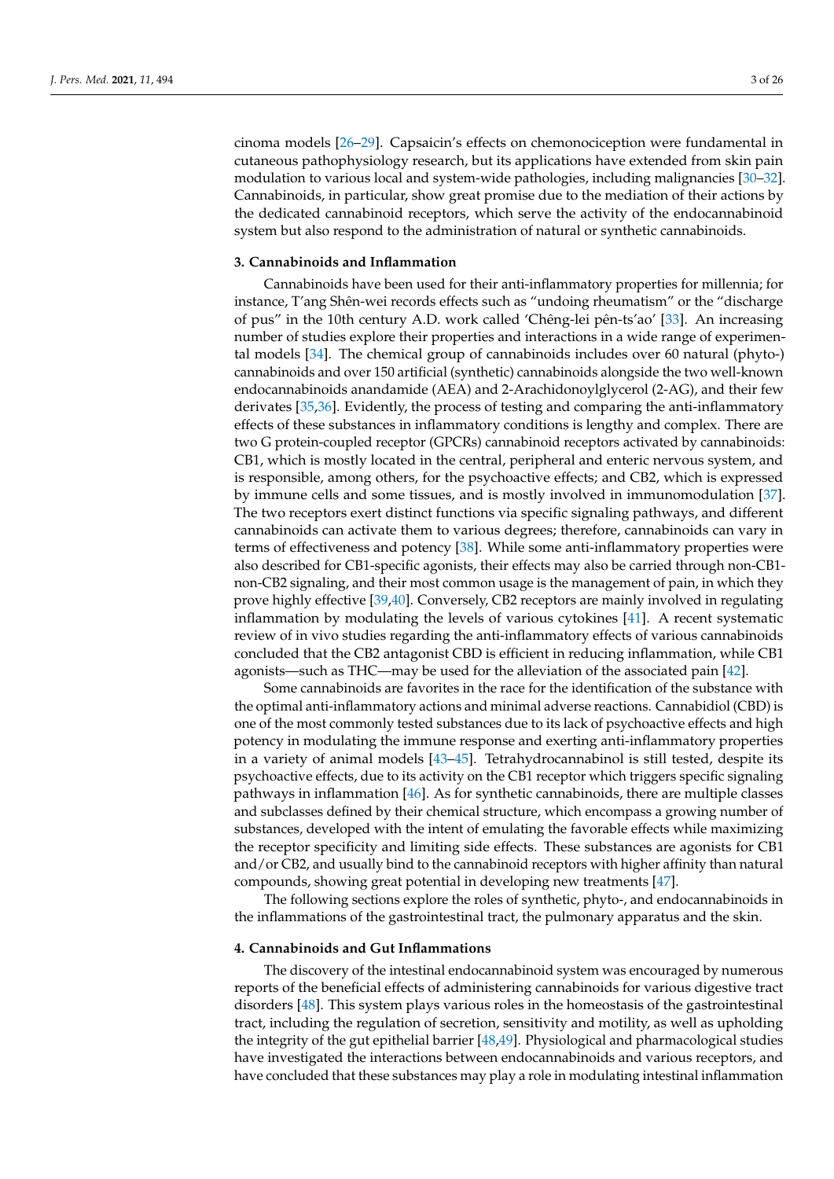cinoma models [26–29]. Capsaicin's effects on chemonociception were fundamental in cutaneous pathophysiology research, but its applications have extended from skin pain modulation to various local and system-wide pathologies, including malignancies [30–32]. Cannabinoids, in particular, show great promise due to the mediation of their actions by the dedicated cannabinoid receptors, which serve the activity of the endocannabinoid system but also respond to the administration of natural or synthetic cannabinoids.

## 3. Cannabinoids and Inflammation

Cannabinoids have been used for their anti-inflammatory properties for millennia; for instance, T'ang Shên-wei records effects such as "undoing rheumatism" or the "discharge of pus" in the 10th century A.D. work called 'Chêng-lei pên-ts'ao' [33]. An increasing number of studies explore their properties and interactions in a wide range of experimental models [34]. The chemical group of cannabinoids includes over 60 natural (phyto-) cannabinoids and over 150 artificial (synthetic) cannabinoids alongside the two well-known endocannabinoids anandamide (AEA) and 2-Arachidonoylglycerol (2-AG), and their few derivates [35,36]. Evidently, the process of testing and comparing the anti-inflammatory effects of these substances in inflammatory conditions is lengthy and complex. There are two G protein-coupled receptor (GPCRs) cannabinoid receptors activated by cannabinoids: CB1, which is mostly located in the central, peripheral and enteric nervous system, and is responsible, among others, for the psychoactive effects; and CB2, which is expressed by immune cells and some tissues, and is mostly involved in immunomodulation [37]. The two receptors exert distinct functions via specific signaling pathways, and different cannabinoids can activate them to various degrees; therefore, cannabinoids can vary in terms of effectiveness and potency [38]. While some anti-inflammatory properties were also described for CB1-specific agonists, their effects may also be carried through non-CB1-non-CB2 signaling, and their most common usage is the management of pain, in which they prove highly effective [39,40]. Conversely, CB2 receptors are mainly involved in regulating inflammation by modulating the levels of various cytokines [41]. A recent systematic review of in vivo studies regarding the anti-inflammatory effects of various cannabinoids concluded that the CB2 antagonist CBD is efficient in reducing inflammation, while CB1 agonists—such as THC—may be used for the alleviation of the associated pain [42].

Some cannabinoids are favorites in the race for the identification of the substance with the optimal anti-inflammatory actions and minimal adverse reactions. Cannabidiol (CBD) is one of the most commonly tested substances due to its lack of psychoactive effects and high potency in modulating the immune response and exerting anti-inflammatory properties in a variety of animal models [43–45]. Tetrahydrocannabinol is still tested, despite its psychoactive effects, due to its activity on the CB1 receptor which triggers specific signaling pathways in inflammation [46]. As for synthetic cannabinoids, there are multiple classes and subclasses defined by their chemical structure, which encompass a growing number of substances, developed with the intent of emulating the favorable effects while maximizing the receptor specificity and limiting side effects. These substances are agonists for CB1 and/or CB2, and usually bind to the cannabinoid receptors with higher affinity than natural compounds, showing great potential in developing new treatments [47].

The following sections explore the roles of synthetic, phyto-, and endocannabinoids in the inflammations of the gastrointestinal tract, the pulmonary apparatus and the skin.

## 4. Cannabinoids and Gut Inflammations

The discovery of the intestinal endocannabinoid system was encouraged by numerous reports of the beneficial effects of administering cannabinoids for various digestive tract disorders [48]. This system plays various roles in the homeostasis of the gastrointestinal tract, including the regulation of secretion, sensitivity and motility, as well as upholding the integrity of the gut epithelial barrier [48,49]. Physiological and pharmacological studies have investigated the interactions between endocannabinoids and various receptors, and have concluded that these substances may play a role in modulating intestinal inflammation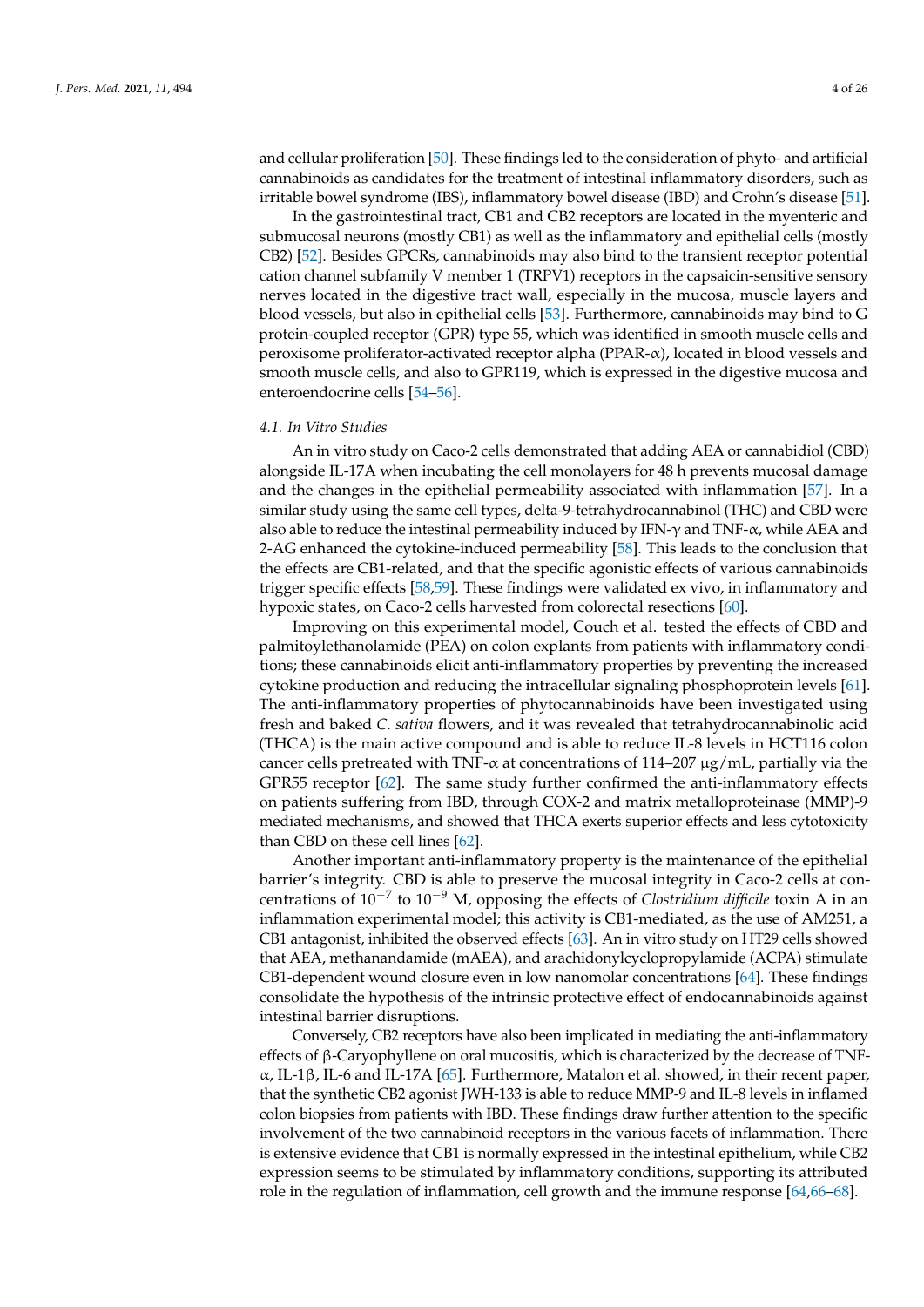and cellular proliferation [50]. These findings led to the consideration of phyto- and artificial cannabinoids as candidates for the treatment of intestinal inflammatory disorders, such as irritable bowel syndrome (IBS), inflammatory bowel disease (IBD) and Crohn's disease [51].

In the gastrointestinal tract, CB1 and CB2 receptors are located in the myenteric and submucosal neurons (mostly CB1) as well as the inflammatory and epithelial cells (mostly CB2) [52]. Besides GPCRs, cannabinoids may also bind to the transient receptor potential cation channel subfamily V member 1 (TRPV1) receptors in the capsaicin-sensitive sensory nerves located in the digestive tract wall, especially in the mucosa, muscle layers and blood vessels, but also in epithelial cells [53]. Furthermore, cannabinoids may bind to G protein-coupled receptor (GPR) type 55, which was identified in smooth muscle cells and peroxisome proliferator-activated receptor alpha (PPAR-α), located in blood vessels and smooth muscle cells, and also to GPR119, which is expressed in the digestive mucosa and enteroendocrine cells [54–56].

### 4.1. In Vitro Studies

An in vitro study on Caco-2 cells demonstrated that adding AEA or cannabidiol (CBD) alongside IL-17A when incubating the cell monolayers for 48 h prevents mucosal damage and the changes in the epithelial permeability associated with inflammation [57]. In a similar study using the same cell types, delta-9-tetrahydrocannabinol (THC) and CBD were also able to reduce the intestinal permeability induced by IFN-γ and TNF-α, while AEA and 2-AG enhanced the cytokine-induced permeability [58]. This leads to the conclusion that the effects are CB1-related, and that the specific agonistic effects of various cannabinoids trigger specific effects [58,59]. These findings were validated ex vivo, in inflammatory and hypoxic states, on Caco-2 cells harvested from colorectal resections [60].

Improving on this experimental model, Couch et al. tested the effects of CBD and palmitoylethanolamide (PEA) on colon explants from patients with inflammatory conditions; these cannabinoids elicit anti-inflammatory properties by preventing the increased cytokine production and reducing the intracellular signaling phosphoprotein levels [61]. The anti-inflammatory properties of phytocannabinoids have been investigated using fresh and baked *C. sativa* flowers, and it was revealed that tetrahydrocannabinolic acid (THCA) is the main active compound and is able to reduce IL-8 levels in HCT116 colon cancer cells pretreated with TNF-α at concentrations of 114–207 μg/mL, partially via the GPR55 receptor [62]. The same study further confirmed the anti-inflammatory effects on patients suffering from IBD, through COX-2 and matrix metalloproteinase (MMP)-9 mediated mechanisms, and showed that THCA exerts superior effects and less cytotoxicity than CBD on these cell lines [62].

Another important anti-inflammatory property is the maintenance of the epithelial barrier's integrity. CBD is able to preserve the mucosal integrity in Caco-2 cells at concentrations of $10^{-7}$ to $10^{-9}$ M, opposing the effects of *Clostridium difficile* toxin A in an inflammation experimental model; this activity is CB1-mediated, as the use of AM251, a CB1 antagonist, inhibited the observed effects [63]. An in vitro study on HT29 cells showed that AEA, methanandamide (mAEA), and arachidonylcyclopropylamide (ACPA) stimulate CB1-dependent wound closure even in low nanomolar concentrations [64]. These findings consolidate the hypothesis of the intrinsic protective effect of endocannabinoids against intestinal barrier disruptions.

Conversely, CB2 receptors have also been implicated in mediating the anti-inflammatory effects of β-Caryophyllene on oral mucositis, which is characterized by the decrease of TNF-α, IL-1β, IL-6 and IL-17A [65]. Furthermore, Matalon et al. showed, in their recent paper, that the synthetic CB2 agonist JWH-133 is able to reduce MMP-9 and IL-8 levels in inflamed colon biopsies from patients with IBD. These findings draw further attention to the specific involvement of the two cannabinoid receptors in the various facets of inflammation. There is extensive evidence that CB1 is normally expressed in the intestinal epithelium, while CB2 expression seems to be stimulated by inflammatory conditions, supporting its attributed role in the regulation of inflammation, cell growth and the immune response [64,66–68].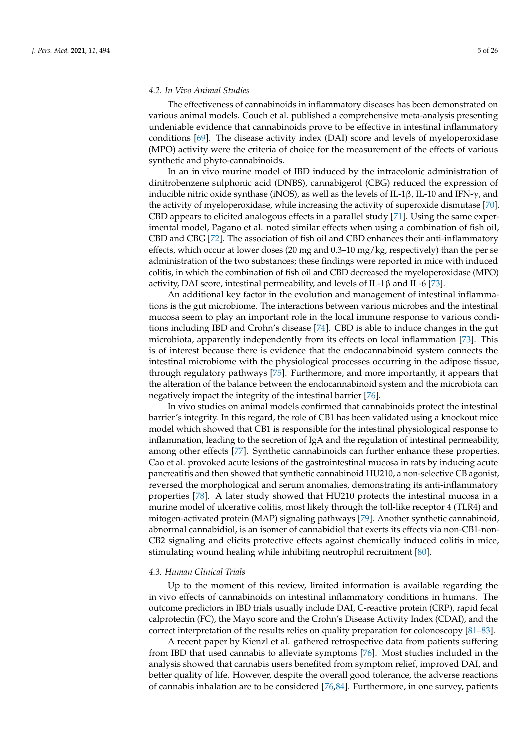### 4.2. In Vivo Animal Studies

The effectiveness of cannabinoids in inflammatory diseases has been demonstrated on various animal models. Couch et al. published a comprehensive meta-analysis presenting undeniable evidence that cannabinoids prove to be effective in intestinal inflammatory conditions [69]. The disease activity index (DAI) score and levels of myeloperoxidase (MPO) activity were the criteria of choice for the measurement of the effects of various synthetic and phyto-cannabinoids.

In an in vivo murine model of IBD induced by the intracolonic administration of dinitrobenzene sulphonic acid (DNBS), cannabigerol (CBG) reduced the expression of inducible nitric oxide synthase (iNOS), as well as the levels of IL-1β, IL-10 and IFN-γ, and the activity of myeloperoxidase, while increasing the activity of superoxide dismutase [70]. CBD appears to elicited analogous effects in a parallel study [71]. Using the same experimental model, Pagano et al. noted similar effects when using a combination of fish oil, CBD and CBG [72]. The association of fish oil and CBD enhances their anti-inflammatory effects, which occur at lower doses (20 mg and 0.3–10 mg/kg, respectively) than the per se administration of the two substances; these findings were reported in mice with induced colitis, in which the combination of fish oil and CBD decreased the myeloperoxidase (MPO) activity, DAI score, intestinal permeability, and levels of IL-1β and IL-6 [73].

An additional key factor in the evolution and management of intestinal inflammations is the gut microbiome. The interactions between various microbes and the intestinal mucosa seem to play an important role in the local immune response to various conditions including IBD and Crohn's disease [74]. CBD is able to induce changes in the gut microbiota, apparently independently from its effects on local inflammation [73]. This is of interest because there is evidence that the endocannabinoid system connects the intestinal microbiome with the physiological processes occurring in the adipose tissue, through regulatory pathways [75]. Furthermore, and more importantly, it appears that the alteration of the balance between the endocannabinoid system and the microbiota can negatively impact the integrity of the intestinal barrier [76].

In vivo studies on animal models confirmed that cannabinoids protect the intestinal barrier's integrity. In this regard, the role of CB1 has been validated using a knockout mice model which showed that CB1 is responsible for the intestinal physiological response to inflammation, leading to the secretion of IgA and the regulation of intestinal permeability, among other effects [77]. Synthetic cannabinoids can further enhance these properties. Cao et al. provoked acute lesions of the gastrointestinal mucosa in rats by inducing acute pancreatitis and then showed that synthetic cannabinoid HU210, a non-selective CB agonist, reversed the morphological and serum anomalies, demonstrating its anti-inflammatory properties [78]. A later study showed that HU210 protects the intestinal mucosa in a murine model of ulcerative colitis, most likely through the toll-like receptor 4 (TLR4) and mitogen-activated protein (MAP) signaling pathways [79]. Another synthetic cannabinoid, abnormal cannabidiol, is an isomer of cannabidiol that exerts its effects via non-CB1-non-CB2 signaling and elicits protective effects against chemically induced colitis in mice, stimulating wound healing while inhibiting neutrophil recruitment [80].

### 4.3. Human Clinical Trials

Up to the moment of this review, limited information is available regarding the in vivo effects of cannabinoids on intestinal inflammatory conditions in humans. The outcome predictors in IBD trials usually include DAI, C-reactive protein (CRP), rapid fecal calprotectin (FC), the Mayo score and the Crohn's Disease Activity Index (CDAI), and the correct interpretation of the results relies on quality preparation for colonoscopy [81–83].

A recent paper by Kienzl et al. gathered retrospective data from patients suffering from IBD that used cannabis to alleviate symptoms [76]. Most studies included in the analysis showed that cannabis users benefited from symptom relief, improved DAI, and better quality of life. However, despite the overall good tolerance, the adverse reactions of cannabis inhalation are to be considered [76,84]. Furthermore, in one survey, patients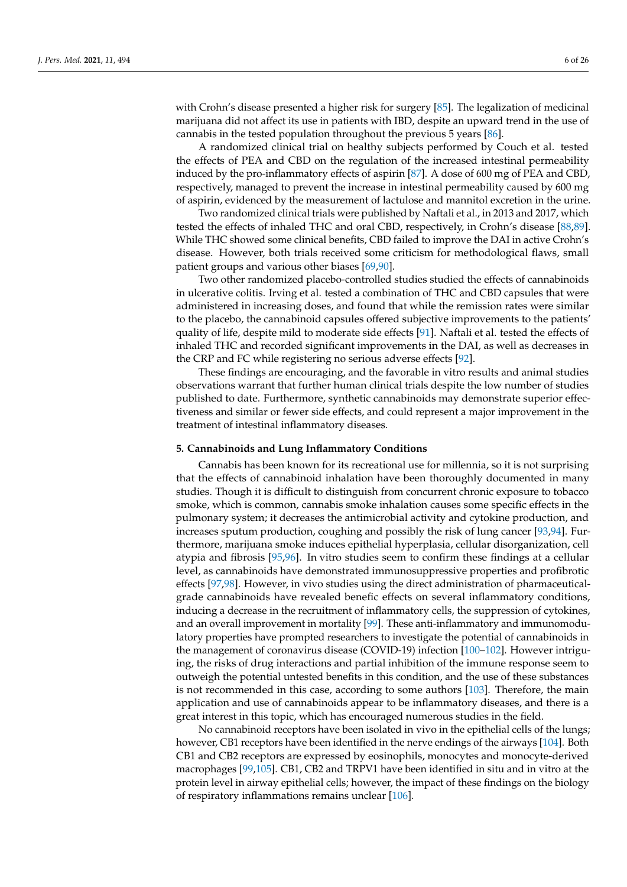with Crohn's disease presented a higher risk for surgery [85]. The legalization of medicinal marijuana did not affect its use in patients with IBD, despite an upward trend in the use of cannabis in the tested population throughout the previous 5 years [86].

A randomized clinical trial on healthy subjects performed by Couch et al. tested the effects of PEA and CBD on the regulation of the increased intestinal permeability induced by the pro-inflammatory effects of aspirin [87]. A dose of 600 mg of PEA and CBD, respectively, managed to prevent the increase in intestinal permeability caused by 600 mg of aspirin, evidenced by the measurement of lactulose and mannitol excretion in the urine.

Two randomized clinical trials were published by Naftali et al., in 2013 and 2017, which tested the effects of inhaled THC and oral CBD, respectively, in Crohn's disease [88,89]. While THC showed some clinical benefits, CBD failed to improve the DAI in active Crohn's disease. However, both trials received some criticism for methodological flaws, small patient groups and various other biases [69,90].

Two other randomized placebo-controlled studies studied the effects of cannabinoids in ulcerative colitis. Irving et al. tested a combination of THC and CBD capsules that were administered in increasing doses, and found that while the remission rates were similar to the placebo, the cannabinoid capsules offered subjective improvements to the patients' quality of life, despite mild to moderate side effects [91]. Naftali et al. tested the effects of inhaled THC and recorded significant improvements in the DAI, as well as decreases in the CRP and FC while registering no serious adverse effects [92].

These findings are encouraging, and the favorable in vitro results and animal studies observations warrant that further human clinical trials despite the low number of studies published to date. Furthermore, synthetic cannabinoids may demonstrate superior effectiveness and similar or fewer side effects, and could represent a major improvement in the treatment of intestinal inflammatory diseases.

## 5. Cannabinoids and Lung Inflammatory Conditions

Cannabis has been known for its recreational use for millennia, so it is not surprising that the effects of cannabinoid inhalation have been thoroughly documented in many studies. Though it is difficult to distinguish from concurrent chronic exposure to tobacco smoke, which is common, cannabis smoke inhalation causes some specific effects in the pulmonary system; it decreases the antimicrobial activity and cytokine production, and increases sputum production, coughing and possibly the risk of lung cancer [93,94]. Furthermore, marijuana smoke induces epithelial hyperplasia, cellular disorganization, cell atypia and fibrosis [95,96]. In vitro studies seem to confirm these findings at a cellular level, as cannabinoids have demonstrated immunosuppressive properties and profibrotic effects [97,98]. However, in vivo studies using the direct administration of pharmaceutical-grade cannabinoids have revealed benefic effects on several inflammatory conditions, inducing a decrease in the recruitment of inflammatory cells, the suppression of cytokines, and an overall improvement in mortality [99]. These anti-inflammatory and immunomodulatory properties have prompted researchers to investigate the potential of cannabinoids in the management of coronavirus disease (COVID-19) infection [100–102]. However intriguing, the risks of drug interactions and partial inhibition of the immune response seem to outweigh the potential untested benefits in this condition, and the use of these substances is not recommended in this case, according to some authors [103]. Therefore, the main application and use of cannabinoids appear to be inflammatory diseases, and there is a great interest in this topic, which has encouraged numerous studies in the field.

No cannabinoid receptors have been isolated in vivo in the epithelial cells of the lungs; however, CB1 receptors have been identified in the nerve endings of the airways [104]. Both CB1 and CB2 receptors are expressed by eosinophils, monocytes and monocyte-derived macrophages [99,105]. CB1, CB2 and TRPV1 have been identified in situ and in vitro at the protein level in airway epithelial cells; however, the impact of these findings on the biology of respiratory inflammations remains unclear [106].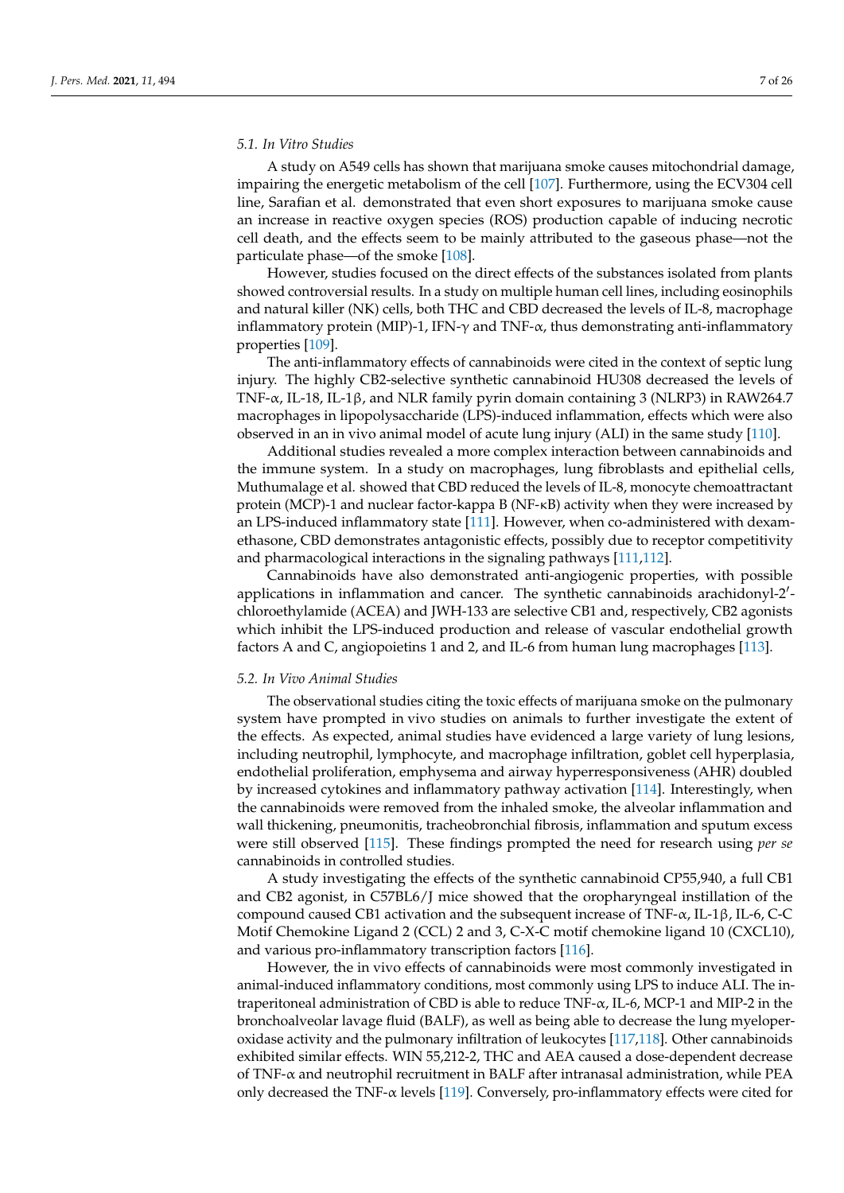### 5.1. In Vitro Studies

A study on A549 cells has shown that marijuana smoke causes mitochondrial damage, impairing the energetic metabolism of the cell [107]. Furthermore, using the ECV304 cell line, Sarafian et al. demonstrated that even short exposures to marijuana smoke cause an increase in reactive oxygen species (ROS) production capable of inducing necrotic cell death, and the effects seem to be mainly attributed to the gaseous phase—not the particulate phase—of the smoke [108].

However, studies focused on the direct effects of the substances isolated from plants showed controversial results. In a study on multiple human cell lines, including eosinophils and natural killer (NK) cells, both THC and CBD decreased the levels of IL-8, macrophage inflammatory protein (MIP)-1, IFN-γ and TNF-α, thus demonstrating anti-inflammatory properties [109].

The anti-inflammatory effects of cannabinoids were cited in the context of septic lung injury. The highly CB2-selective synthetic cannabinoid HU308 decreased the levels of TNF-α, IL-18, IL-1β, and NLR family pyrin domain containing 3 (NLRP3) in RAW264.7 macrophages in lipopolysaccharide (LPS)-induced inflammation, effects which were also observed in an in vivo animal model of acute lung injury (ALI) in the same study [110].

Additional studies revealed a more complex interaction between cannabinoids and the immune system. In a study on macrophages, lung fibroblasts and epithelial cells, Muthumalage et al. showed that CBD reduced the levels of IL-8, monocyte chemoattractant protein (MCP)-1 and nuclear factor-kappa B (NF-κB) activity when they were increased by an LPS-induced inflammatory state [111]. However, when co-administered with dexamethasone, CBD demonstrates antagonistic effects, possibly due to receptor competitivity and pharmacological interactions in the signaling pathways [111,112].

Cannabinoids have also demonstrated anti-angiogenic properties, with possible applications in inflammation and cancer. The synthetic cannabinoids arachidonyl-2′-chloroethylamide (ACEA) and JWH-133 are selective CB1 and, respectively, CB2 agonists which inhibit the LPS-induced production and release of vascular endothelial growth factors A and C, angiopoietins 1 and 2, and IL-6 from human lung macrophages [113].

### 5.2. In Vivo Animal Studies

The observational studies citing the toxic effects of marijuana smoke on the pulmonary system have prompted in vivo studies on animals to further investigate the extent of the effects. As expected, animal studies have evidenced a large variety of lung lesions, including neutrophil, lymphocyte, and macrophage infiltration, goblet cell hyperplasia, endothelial proliferation, emphysema and airway hyperresponsiveness (AHR) doubled by increased cytokines and inflammatory pathway activation [114]. Interestingly, when the cannabinoids were removed from the inhaled smoke, the alveolar inflammation and wall thickening, pneumonitis, tracheobronchial fibrosis, inflammation and sputum excess were still observed [115]. These findings prompted the need for research using *per se* cannabinoids in controlled studies.

A study investigating the effects of the synthetic cannabinoid CP55,940, a full CB1 and CB2 agonist, in C57BL6/J mice showed that the oropharyngeal instillation of the compound caused CB1 activation and the subsequent increase of TNF-α, IL-1β, IL-6, C-C Motif Chemokine Ligand 2 (CCL) 2 and 3, C-X-C motif chemokine ligand 10 (CXCL10), and various pro-inflammatory transcription factors [116].

However, the in vivo effects of cannabinoids were most commonly investigated in animal-induced inflammatory conditions, most commonly using LPS to induce ALI. The intraperitoneal administration of CBD is able to reduce TNF-α, IL-6, MCP-1 and MIP-2 in the bronchoalveolar lavage fluid (BALF), as well as being able to decrease the lung myeloperoxidase activity and the pulmonary infiltration of leukocytes [117,118]. Other cannabinoids exhibited similar effects. WIN 55,212-2, THC and AEA caused a dose-dependent decrease of TNF-α and neutrophil recruitment in BALF after intranasal administration, while PEA only decreased the TNF-α levels [119]. Conversely, pro-inflammatory effects were cited for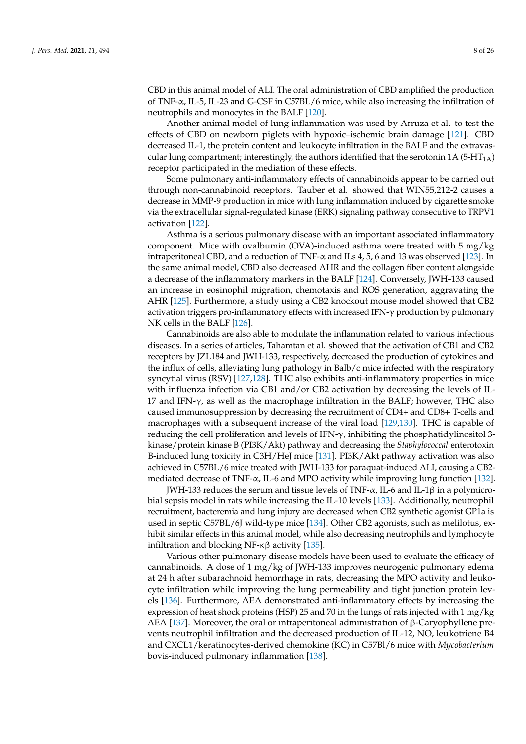CBD in this animal model of ALI. The oral administration of CBD amplified the production of TNF-α, IL-5, IL-23 and G-CSF in C57BL/6 mice, while also increasing the infiltration of neutrophils and monocytes in the BALF [120].

Another animal model of lung inflammation was used by Arruza et al. to test the effects of CBD on newborn piglets with hypoxic–ischemic brain damage [121]. CBD decreased IL-1, the protein content and leukocyte infiltration in the BALF and the extravascular lung compartment; interestingly, the authors identified that the serotonin 1A (5-$HT_{1A}$) receptor participated in the mediation of these effects.

Some pulmonary anti-inflammatory effects of cannabinoids appear to be carried out through non-cannabinoid receptors. Tauber et al. showed that WIN55,212-2 causes a decrease in MMP-9 production in mice with lung inflammation induced by cigarette smoke via the extracellular signal-regulated kinase (ERK) signaling pathway consecutive to TRPV1 activation [122].

Asthma is a serious pulmonary disease with an important associated inflammatory component. Mice with ovalbumin (OVA)-induced asthma were treated with 5 mg/kg intraperitoneal CBD, and a reduction of TNF-α and ILs 4, 5, 6 and 13 was observed [123]. In the same animal model, CBD also decreased AHR and the collagen fiber content alongside a decrease of the inflammatory markers in the BALF [124]. Conversely, JWH-133 caused an increase in eosinophil migration, chemotaxis and ROS generation, aggravating the AHR [125]. Furthermore, a study using a CB2 knockout mouse model showed that CB2 activation triggers pro-inflammatory effects with increased IFN-γ production by pulmonary NK cells in the BALF [126].

Cannabinoids are also able to modulate the inflammation related to various infectious diseases. In a series of articles, Tahamtan et al. showed that the activation of CB1 and CB2 receptors by JZL184 and JWH-133, respectively, decreased the production of cytokines and the influx of cells, alleviating lung pathology in Balb/c mice infected with the respiratory syncytial virus (RSV) [127,128]. THC also exhibits anti-inflammatory properties in mice with influenza infection via CB1 and/or CB2 activation by decreasing the levels of IL-17 and IFN-γ, as well as the macrophage infiltration in the BALF; however, THC also caused immunosuppression by decreasing the recruitment of CD4+ and CD8+ T-cells and macrophages with a subsequent increase of the viral load [129,130]. THC is capable of reducing the cell proliferation and levels of IFN-γ, inhibiting the phosphatidylinositol 3-kinase/protein kinase B (PI3K/Akt) pathway and decreasing the *Staphylococcal* enterotoxin B-induced lung toxicity in C3H/HeJ mice [131]. PI3K/Akt pathway activation was also achieved in C57BL/6 mice treated with JWH-133 for paraquat-induced ALI, causing a CB2-mediated decrease of TNF-α, IL-6 and MPO activity while improving lung function [132].

JWH-133 reduces the serum and tissue levels of TNF-α, IL-6 and IL-1β in a polymicrobial sepsis model in rats while increasing the IL-10 levels [133]. Additionally, neutrophil recruitment, bacteremia and lung injury are decreased when CB2 synthetic agonist GP1a is used in septic C57BL/6J wild-type mice [134]. Other CB2 agonists, such as melilotus, exhibit similar effects in this animal model, while also decreasing neutrophils and lymphocyte infiltration and blocking NF-κβ activity [135].

Various other pulmonary disease models have been used to evaluate the efficacy of cannabinoids. A dose of 1 mg/kg of JWH-133 improves neurogenic pulmonary edema at 24 h after subarachnoid hemorrhage in rats, decreasing the MPO activity and leukocyte infiltration while improving the lung permeability and tight junction protein levels [136]. Furthermore, AEA demonstrated anti-inflammatory effects by increasing the expression of heat shock proteins (HSP) 25 and 70 in the lungs of rats injected with 1 mg/kg AEA [137]. Moreover, the oral or intraperitoneal administration of β-Caryophyllene prevents neutrophil infiltration and the decreased production of IL-12, NO, leukotriene B4 and CXCL1/keratinocytes-derived chemokine (KC) in C57Bl/6 mice with *Mycobacterium* bovis-induced pulmonary inflammation [138].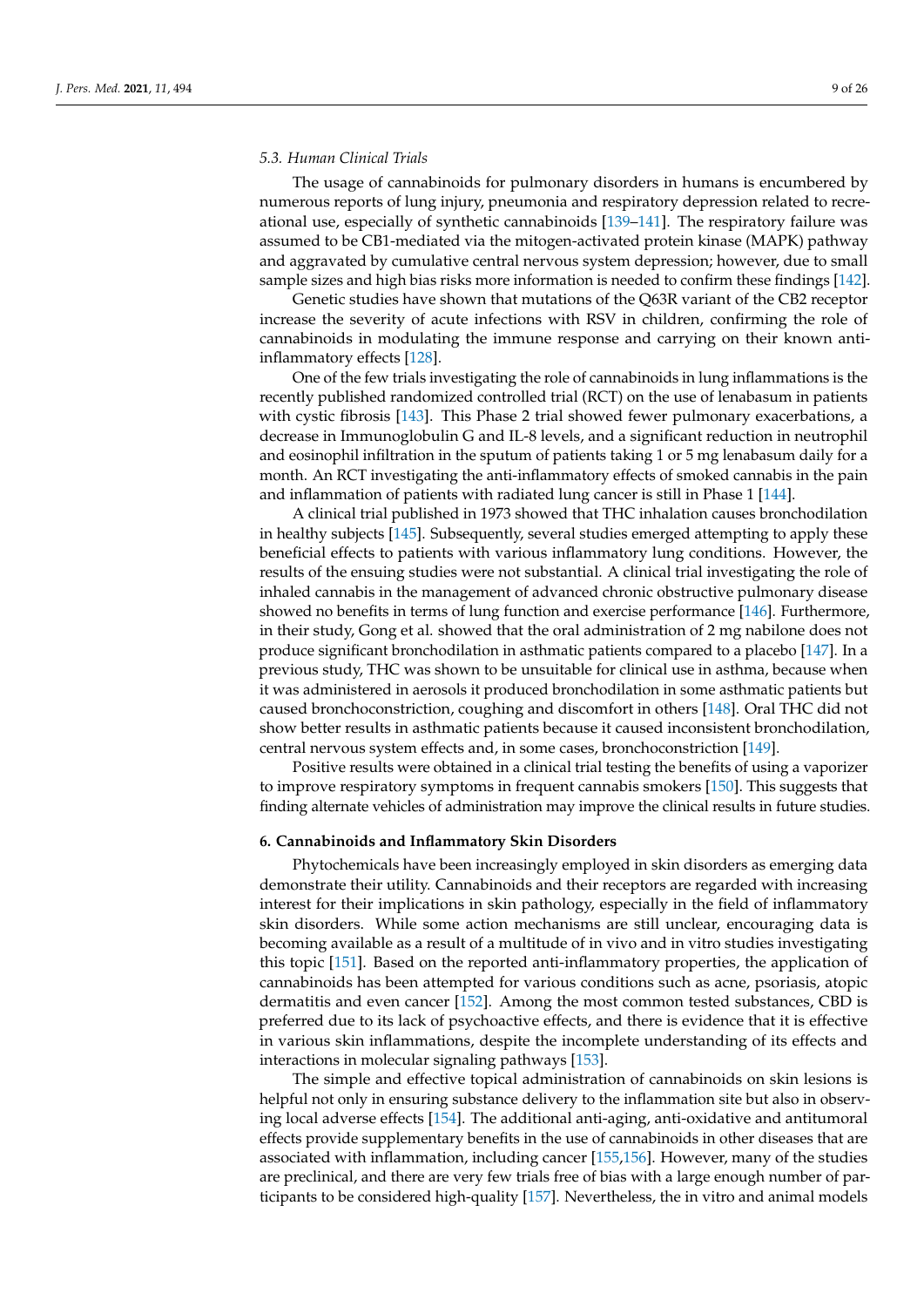### 5.3. Human Clinical Trials

The usage of cannabinoids for pulmonary disorders in humans is encumbered by numerous reports of lung injury, pneumonia and respiratory depression related to recreational use, especially of synthetic cannabinoids [139–141]. The respiratory failure was assumed to be CB1-mediated via the mitogen-activated protein kinase (MAPK) pathway and aggravated by cumulative central nervous system depression; however, due to small sample sizes and high bias risks more information is needed to confirm these findings [142].

Genetic studies have shown that mutations of the Q63R variant of the CB2 receptor increase the severity of acute infections with RSV in children, confirming the role of cannabinoids in modulating the immune response and carrying on their known anti-inflammatory effects [128].

One of the few trials investigating the role of cannabinoids in lung inflammations is the recently published randomized controlled trial (RCT) on the use of lenabasum in patients with cystic fibrosis [143]. This Phase 2 trial showed fewer pulmonary exacerbations, a decrease in Immunoglobulin G and IL-8 levels, and a significant reduction in neutrophil and eosinophil infiltration in the sputum of patients taking 1 or 5 mg lenabasum daily for a month. An RCT investigating the anti-inflammatory effects of smoked cannabis in the pain and inflammation of patients with radiated lung cancer is still in Phase 1 [144].

A clinical trial published in 1973 showed that THC inhalation causes bronchodilation in healthy subjects [145]. Subsequently, several studies emerged attempting to apply these beneficial effects to patients with various inflammatory lung conditions. However, the results of the ensuing studies were not substantial. A clinical trial investigating the role of inhaled cannabis in the management of advanced chronic obstructive pulmonary disease showed no benefits in terms of lung function and exercise performance [146]. Furthermore, in their study, Gong et al. showed that the oral administration of 2 mg nabilone does not produce significant bronchodilation in asthmatic patients compared to a placebo [147]. In a previous study, THC was shown to be unsuitable for clinical use in asthma, because when it was administered in aerosols it produced bronchodilation in some asthmatic patients but caused bronchoconstriction, coughing and discomfort in others [148]. Oral THC did not show better results in asthmatic patients because it caused inconsistent bronchodilation, central nervous system effects and, in some cases, bronchoconstriction [149].

Positive results were obtained in a clinical trial testing the benefits of using a vaporizer to improve respiratory symptoms in frequent cannabis smokers [150]. This suggests that finding alternate vehicles of administration may improve the clinical results in future studies.

## 6. Cannabinoids and Inflammatory Skin Disorders

Phytochemicals have been increasingly employed in skin disorders as emerging data demonstrate their utility. Cannabinoids and their receptors are regarded with increasing interest for their implications in skin pathology, especially in the field of inflammatory skin disorders. While some action mechanisms are still unclear, encouraging data is becoming available as a result of a multitude of in vivo and in vitro studies investigating this topic [151]. Based on the reported anti-inflammatory properties, the application of cannabinoids has been attempted for various conditions such as acne, psoriasis, atopic dermatitis and even cancer [152]. Among the most common tested substances, CBD is preferred due to its lack of psychoactive effects, and there is evidence that it is effective in various skin inflammations, despite the incomplete understanding of its effects and interactions in molecular signaling pathways [153].

The simple and effective topical administration of cannabinoids on skin lesions is helpful not only in ensuring substance delivery to the inflammation site but also in observing local adverse effects [154]. The additional anti-aging, anti-oxidative and antitumoral effects provide supplementary benefits in the use of cannabinoids in other diseases that are associated with inflammation, including cancer [155,156]. However, many of the studies are preclinical, and there are very few trials free of bias with a large enough number of participants to be considered high-quality [157]. Nevertheless, the in vitro and animal models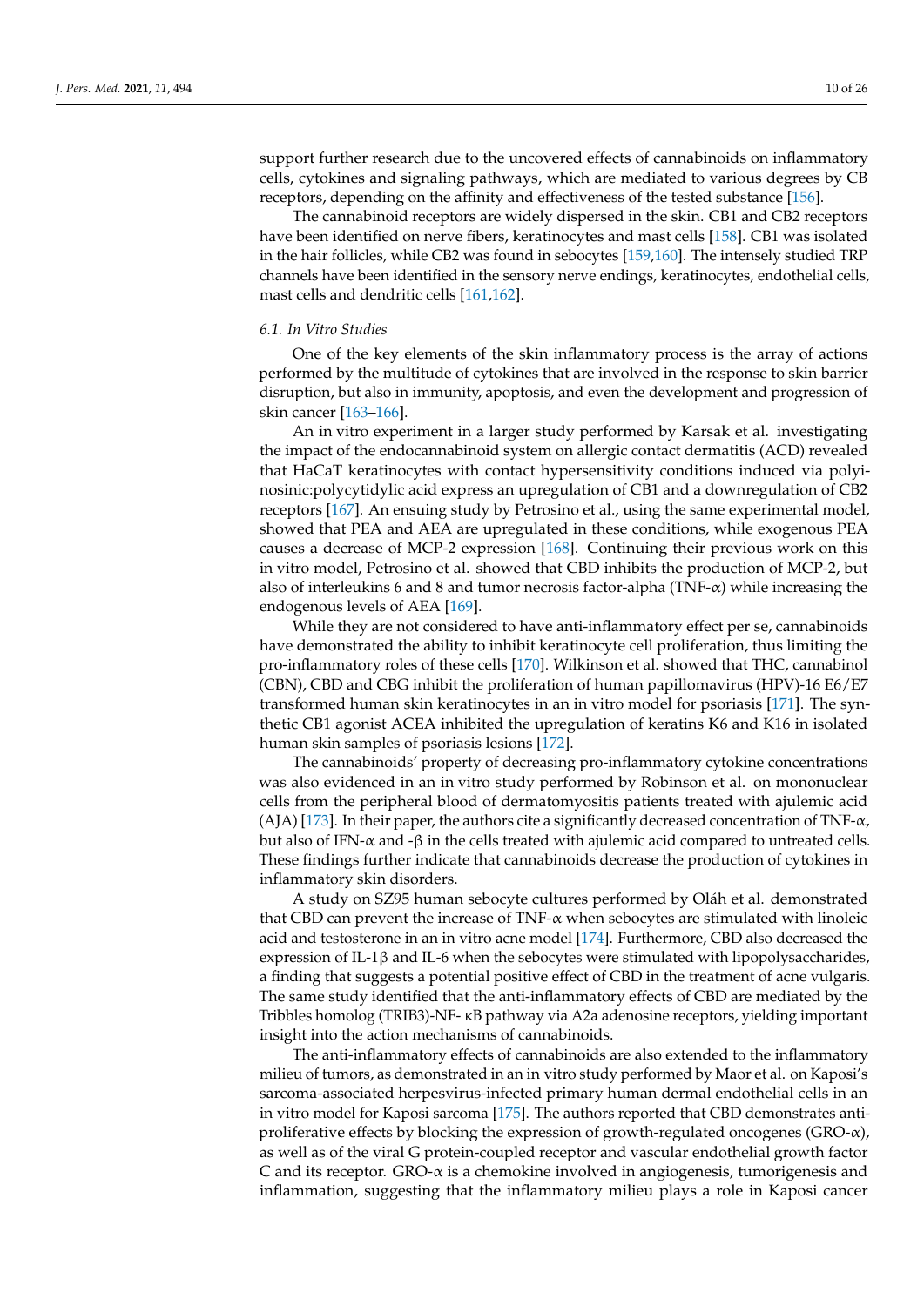support further research due to the uncovered effects of cannabinoids on inflammatory cells, cytokines and signaling pathways, which are mediated to various degrees by CB receptors, depending on the affinity and effectiveness of the tested substance [156].

The cannabinoid receptors are widely dispersed in the skin. CB1 and CB2 receptors have been identified on nerve fibers, keratinocytes and mast cells [158]. CB1 was isolated in the hair follicles, while CB2 was found in sebocytes [159,160]. The intensely studied TRP channels have been identified in the sensory nerve endings, keratinocytes, endothelial cells, mast cells and dendritic cells [161,162].

### *6.1. In Vitro Studies*

One of the key elements of the skin inflammatory process is the array of actions performed by the multitude of cytokines that are involved in the response to skin barrier disruption, but also in immunity, apoptosis, and even the development and progression of skin cancer [163–166].

An in vitro experiment in a larger study performed by Karsak et al. investigating the impact of the endocannabinoid system on allergic contact dermatitis (ACD) revealed that HaCaT keratinocytes with contact hypersensitivity conditions induced via polyinosinic:polycytidylic acid express an upregulation of CB1 and a downregulation of CB2 receptors [167]. An ensuing study by Petrosino et al., using the same experimental model, showed that PEA and AEA are upregulated in these conditions, while exogenous PEA causes a decrease of MCP-2 expression [168]. Continuing their previous work on this in vitro model, Petrosino et al. showed that CBD inhibits the production of MCP-2, but also of interleukins 6 and 8 and tumor necrosis factor-alpha (TNF-α) while increasing the endogenous levels of AEA [169].

While they are not considered to have anti-inflammatory effect per se, cannabinoids have demonstrated the ability to inhibit keratinocyte cell proliferation, thus limiting the pro-inflammatory roles of these cells [170]. Wilkinson et al. showed that THC, cannabinol (CBN), CBD and CBG inhibit the proliferation of human papillomavirus (HPV)-16 E6/E7 transformed human skin keratinocytes in an in vitro model for psoriasis [171]. The synthetic CB1 agonist ACEA inhibited the upregulation of keratins K6 and K16 in isolated human skin samples of psoriasis lesions [172].

The cannabinoids' property of decreasing pro-inflammatory cytokine concentrations was also evidenced in an in vitro study performed by Robinson et al. on mononuclear cells from the peripheral blood of dermatomyositis patients treated with ajulemic acid (AJA) [173]. In their paper, the authors cite a significantly decreased concentration of TNF-α, but also of IFN-α and -β in the cells treated with ajulemic acid compared to untreated cells. These findings further indicate that cannabinoids decrease the production of cytokines in inflammatory skin disorders.

A study on SZ95 human sebocyte cultures performed by Oláh et al. demonstrated that CBD can prevent the increase of TNF-α when sebocytes are stimulated with linoleic acid and testosterone in an in vitro acne model [174]. Furthermore, CBD also decreased the expression of IL-1β and IL-6 when the sebocytes were stimulated with lipopolysaccharides, a finding that suggests a potential positive effect of CBD in the treatment of acne vulgaris. The same study identified that the anti-inflammatory effects of CBD are mediated by the Tribbles homolog (TRIB3)-NF- κB pathway via A2a adenosine receptors, yielding important insight into the action mechanisms of cannabinoids.

The anti-inflammatory effects of cannabinoids are also extended to the inflammatory milieu of tumors, as demonstrated in an in vitro study performed by Maor et al. on Kaposi's sarcoma-associated herpesvirus-infected primary human dermal endothelial cells in an in vitro model for Kaposi sarcoma [175]. The authors reported that CBD demonstrates anti-proliferative effects by blocking the expression of growth-regulated oncogenes (GRO-α), as well as of the viral G protein-coupled receptor and vascular endothelial growth factor C and its receptor. GRO-α is a chemokine involved in angiogenesis, tumorigenesis and inflammation, suggesting that the inflammatory milieu plays a role in Kaposi cancer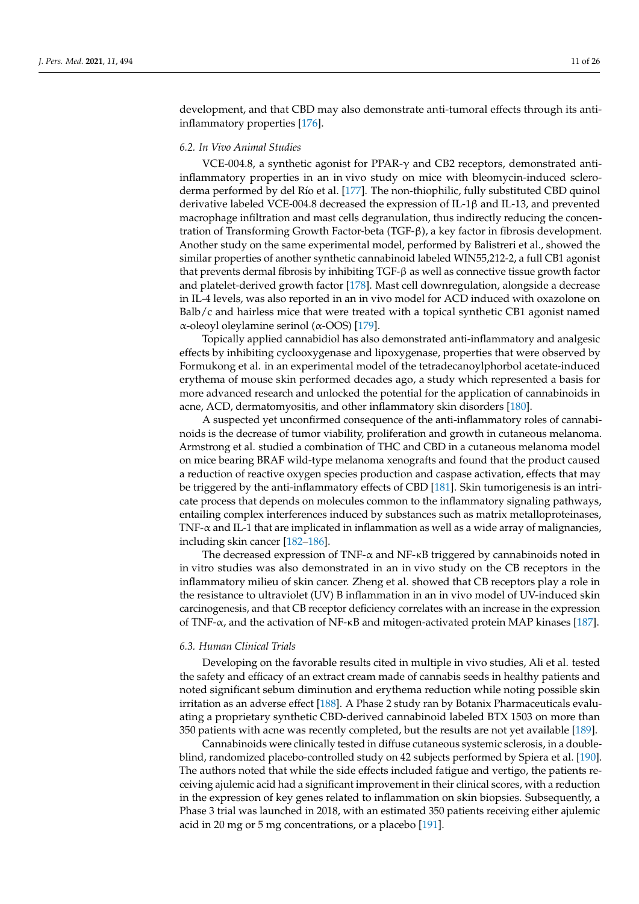development, and that CBD may also demonstrate anti-tumoral effects through its anti-inflammatory properties [176].

### 6.2. In Vivo Animal Studies

VCE-004.8, a synthetic agonist for PPAR-γ and CB2 receptors, demonstrated anti-inflammatory properties in an in vivo study on mice with bleomycin-induced scleroderma performed by del Río et al. [177]. The non-thiophilic, fully substituted CBD quinol derivative labeled VCE-004.8 decreased the expression of IL-1β and IL-13, and prevented macrophage infiltration and mast cells degranulation, thus indirectly reducing the concentration of Transforming Growth Factor-beta (TGF-β), a key factor in fibrosis development. Another study on the same experimental model, performed by Balistreri et al., showed the similar properties of another synthetic cannabinoid labeled WIN55,212-2, a full CB1 agonist that prevents dermal fibrosis by inhibiting TGF-β as well as connective tissue growth factor and platelet-derived growth factor [178]. Mast cell downregulation, alongside a decrease in IL-4 levels, was also reported in an in vivo model for ACD induced with oxazolone on Balb/c and hairless mice that were treated with a topical synthetic CB1 agonist named α-oleoyl oleylamine serinol (α-OOS) [179].

Topically applied cannabidiol has also demonstrated anti-inflammatory and analgesic effects by inhibiting cyclooxygenase and lipoxygenase, properties that were observed by Formukong et al. in an experimental model of the tetradecanoylphorbol acetate-induced erythema of mouse skin performed decades ago, a study which represented a basis for more advanced research and unlocked the potential for the application of cannabinoids in acne, ACD, dermatomyositis, and other inflammatory skin disorders [180].

A suspected yet unconfirmed consequence of the anti-inflammatory roles of cannabinoids is the decrease of tumor viability, proliferation and growth in cutaneous melanoma. Armstrong et al. studied a combination of THC and CBD in a cutaneous melanoma model on mice bearing BRAF wild-type melanoma xenografts and found that the product caused a reduction of reactive oxygen species production and caspase activation, effects that may be triggered by the anti-inflammatory effects of CBD [181]. Skin tumorigenesis is an intricate process that depends on molecules common to the inflammatory signaling pathways, entailing complex interferences induced by substances such as matrix metalloproteinases, TNF-α and IL-1 that are implicated in inflammation as well as a wide array of malignancies, including skin cancer [182–186].

The decreased expression of TNF-α and NF-κB triggered by cannabinoids noted in in vitro studies was also demonstrated in an in vivo study on the CB receptors in the inflammatory milieu of skin cancer. Zheng et al. showed that CB receptors play a role in the resistance to ultraviolet (UV) B inflammation in an in vivo model of UV-induced skin carcinogenesis, and that CB receptor deficiency correlates with an increase in the expression of TNF-α, and the activation of NF-κB and mitogen-activated protein MAP kinases [187].

### 6.3. Human Clinical Trials

Developing on the favorable results cited in multiple in vivo studies, Ali et al. tested the safety and efficacy of an extract cream made of cannabis seeds in healthy patients and noted significant sebum diminution and erythema reduction while noting possible skin irritation as an adverse effect [188]. A Phase 2 study ran by Botanix Pharmaceuticals evaluating a proprietary synthetic CBD-derived cannabinoid labeled BTX 1503 on more than 350 patients with acne was recently completed, but the results are not yet available [189].

Cannabinoids were clinically tested in diffuse cutaneous systemic sclerosis, in a double-blind, randomized placebo-controlled study on 42 subjects performed by Spiera et al. [190]. The authors noted that while the side effects included fatigue and vertigo, the patients receiving ajulemic acid had a significant improvement in their clinical scores, with a reduction in the expression of key genes related to inflammation on skin biopsies. Subsequently, a Phase 3 trial was launched in 2018, with an estimated 350 patients receiving either ajulemic acid in 20 mg or 5 mg concentrations, or a placebo [191].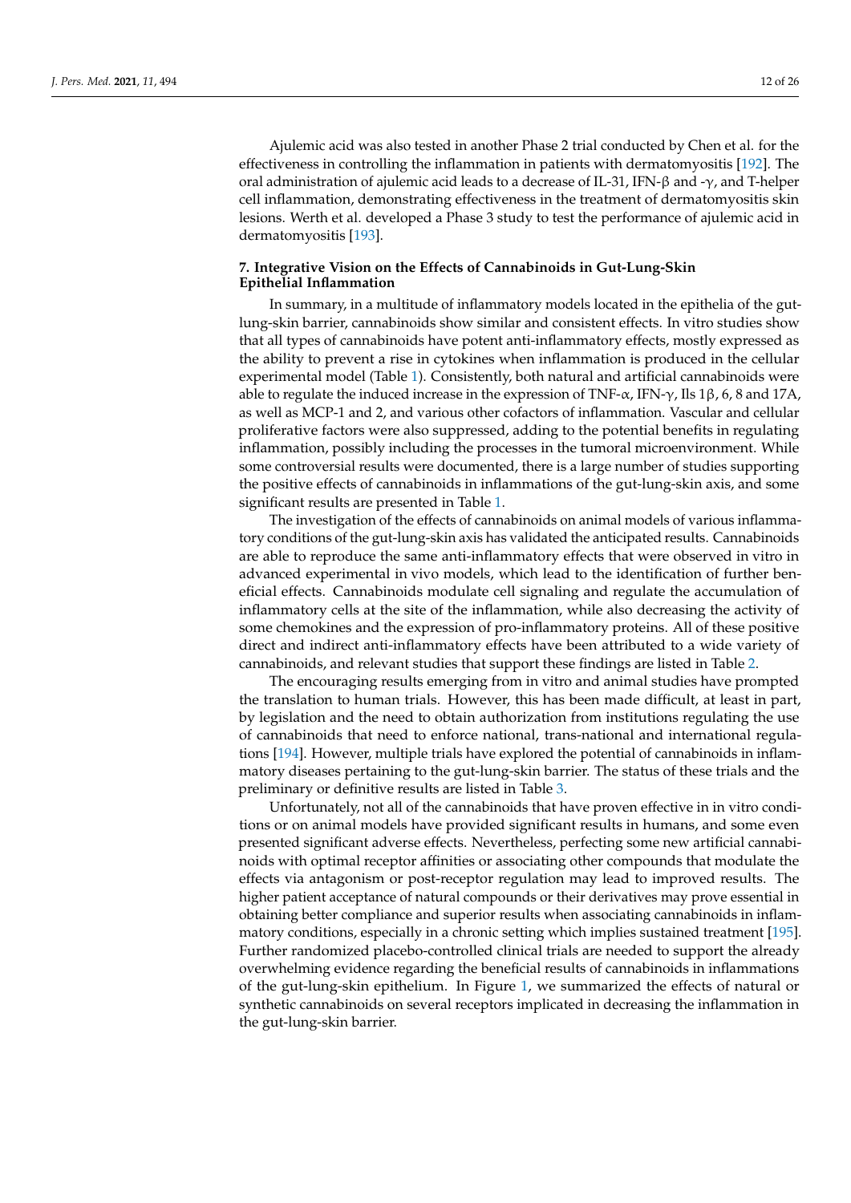Ajulemic acid was also tested in another Phase 2 trial conducted by Chen et al. for the effectiveness in controlling the inflammation in patients with dermatomyositis [192]. The oral administration of ajulemic acid leads to a decrease of IL-31, IFN-β and -γ, and T-helper cell inflammation, demonstrating effectiveness in the treatment of dermatomyositis skin lesions. Werth et al. developed a Phase 3 study to test the performance of ajulemic acid in dermatomyositis [193].

## 7. Integrative Vision on the Effects of Cannabinoids in Gut-Lung-Skin Epithelial Inflammation

In summary, in a multitude of inflammatory models located in the epithelia of the gut-lung-skin barrier, cannabinoids show similar and consistent effects. In vitro studies show that all types of cannabinoids have potent anti-inflammatory effects, mostly expressed as the ability to prevent a rise in cytokines when inflammation is produced in the cellular experimental model (Table 1). Consistently, both natural and artificial cannabinoids were able to regulate the induced increase in the expression of TNF-α, IFN-γ, Ils 1β, 6, 8 and 17A, as well as MCP-1 and 2, and various other cofactors of inflammation. Vascular and cellular proliferative factors were also suppressed, adding to the potential benefits in regulating inflammation, possibly including the processes in the tumoral microenvironment. While some controversial results were documented, there is a large number of studies supporting the positive effects of cannabinoids in inflammations of the gut-lung-skin axis, and some significant results are presented in Table 1.

The investigation of the effects of cannabinoids on animal models of various inflammatory conditions of the gut-lung-skin axis has validated the anticipated results. Cannabinoids are able to reproduce the same anti-inflammatory effects that were observed in vitro in advanced experimental in vivo models, which lead to the identification of further beneficial effects. Cannabinoids modulate cell signaling and regulate the accumulation of inflammatory cells at the site of the inflammation, while also decreasing the activity of some chemokines and the expression of pro-inflammatory proteins. All of these positive direct and indirect anti-inflammatory effects have been attributed to a wide variety of cannabinoids, and relevant studies that support these findings are listed in Table 2.

The encouraging results emerging from in vitro and animal studies have prompted the translation to human trials. However, this has been made difficult, at least in part, by legislation and the need to obtain authorization from institutions regulating the use of cannabinoids that need to enforce national, trans-national and international regulations [194]. However, multiple trials have explored the potential of cannabinoids in inflammatory diseases pertaining to the gut-lung-skin barrier. The status of these trials and the preliminary or definitive results are listed in Table 3.

Unfortunately, not all of the cannabinoids that have proven effective in in vitro conditions or on animal models have provided significant results in humans, and some even presented significant adverse effects. Nevertheless, perfecting some new artificial cannabinoids with optimal receptor affinities or associating other compounds that modulate the effects via antagonism or post-receptor regulation may lead to improved results. The higher patient acceptance of natural compounds or their derivatives may prove essential in obtaining better compliance and superior results when associating cannabinoids in inflammatory conditions, especially in a chronic setting which implies sustained treatment [195]. Further randomized placebo-controlled clinical trials are needed to support the already overwhelming evidence regarding the beneficial results of cannabinoids in inflammations of the gut-lung-skin epithelium. In Figure 1, we summarized the effects of natural or synthetic cannabinoids on several receptors implicated in decreasing the inflammation in the gut-lung-skin barrier.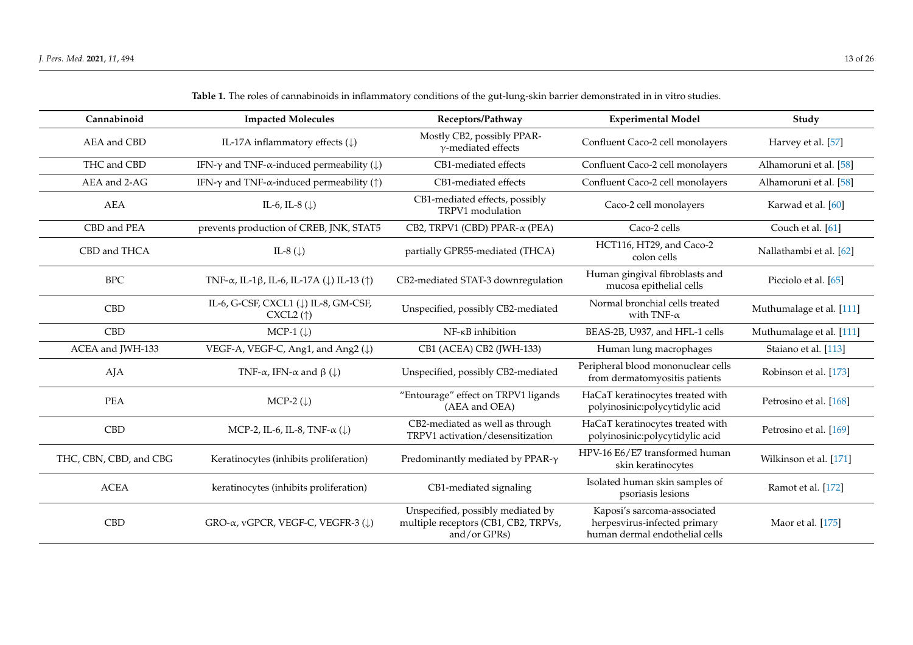**Table 1.** The roles of cannabinoids in inflammatory conditions of the gut-lung-skin barrier demonstrated in in vitro studies.

| Cannabinoid | Impacted Molecules | Receptors/Pathway | Experimental Model | Study |
|---|---|---|---|---|
| AEA and CBD | IL-17A inflammatory effects (↓) | Mostly CB2, possibly PPAR-γ-mediated effects | Confluent Caco-2 cell monolayers | Harvey et al. [57] |
| THC and CBD | IFN-γ and TNF-α-induced permeability (↓) | CB1-mediated effects | Confluent Caco-2 cell monolayers | Alhamoruni et al. [58] |
| AEA and 2-AG | IFN-γ and TNF-α-induced permeability (↑) | CB1-mediated effects | Confluent Caco-2 cell monolayers | Alhamoruni et al. [58] |
| AEA | IL-6, IL-8 (↓) | CB1-mediated effects, possibly TRPV1 modulation | Caco-2 cell monolayers | Karwad et al. [60] |
| CBD and PEA | prevents production of CREB, JNK, STAT5 | CB2, TRPV1 (CBD) PPAR-α (PEA) | Caco-2 cells | Couch et al. [61] |
| CBD and THCA | IL-8 (↓) | partially GPR55-mediated (THCA) | HCT116, HT29, and Caco-2 colon cells | Nallathambi et al. [62] |
| BPC | TNF-α, IL-1β, IL-6, IL-17A (↓) IL-13 (↑) | CB2-mediated STAT-3 downregulation | Human gingival fibroblasts and mucosa epithelial cells | Picciolo et al. [65] |
| CBD | IL-6, G-CSF, CXCL1 (↓) IL-8, GM-CSF, CXCL2 (↑) | Unspecified, possibly CB2-mediated | Normal bronchial cells treated with TNF-α | Muthumalage et al. [111] |
| CBD | MCP-1 (↓) | NF-κB inhibition | BEAS-2B, U937, and HFL-1 cells | Muthumalage et al. [111] |
| ACEA and JWH-133 | VEGF-A, VEGF-C, Ang1, and Ang2 (↓) | CB1 (ACEA) CB2 (JWH-133) | Human lung macrophages | Staiano et al. [113] |
| AJA | TNF-α, IFN-α and β (↓) | Unspecified, possibly CB2-mediated | Peripheral blood mononuclear cells from dermatomyositis patients | Robinson et al. [173] |
| PEA | MCP-2 (↓) | "Entourage" effect on TRPV1 ligands (AEA and OEA) | HaCaT keratinocytes treated with polyinosinic:polycytidylic acid | Petrosino et al. [168] |
| CBD | MCP-2, IL-6, IL-8, TNF-α (↓) | CB2-mediated as well as through TRPV1 activation/desensitization | HaCaT keratinocytes treated with polyinosinic:polycytidylic acid | Petrosino et al. [169] |
| THC, CBN, CBD, and CBG | Keratinocytes (inhibits proliferation) | Predominantly mediated by PPAR-γ | HPV-16 E6/E7 transformed human skin keratinocytes | Wilkinson et al. [171] |
| ACEA | keratinocytes (inhibits proliferation) | CB1-mediated signaling | Isolated human skin samples of psoriasis lesions | Ramot et al. [172] |
| CBD | GRO-α, vGPCR, VEGF-C, VEGFR-3 (↓) | Unspecified, possibly mediated by multiple receptors (CB1, CB2, TRPVs, and/or GPRs) | Kaposi's sarcoma-associated herpesvirus-infected primary human dermal endothelial cells | Maor et al. [175] |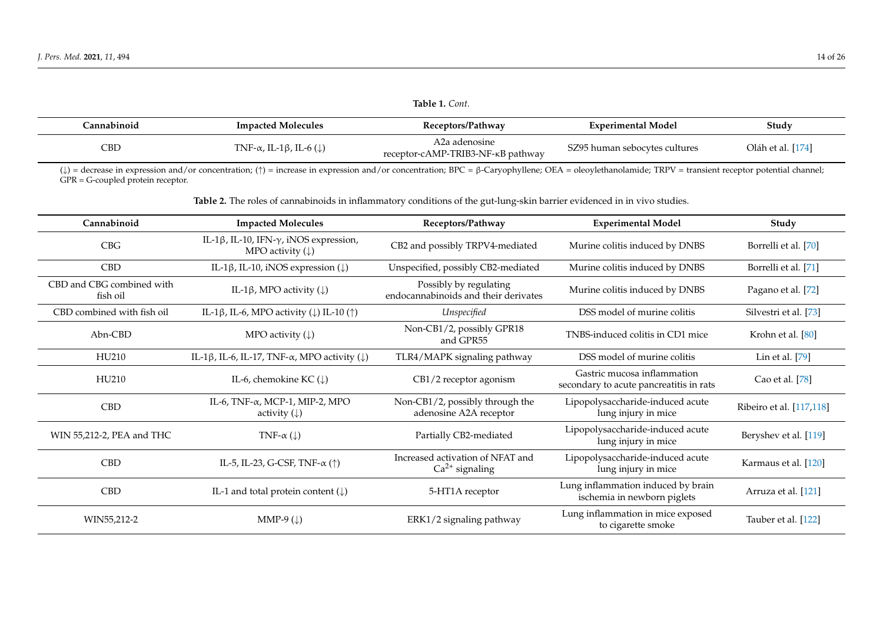**Table 1.** *Cont.*

| Cannabinoid | Impacted Molecules | Receptors/Pathway | Experimental Model | Study |
| --- | --- | --- | --- | --- |
| CBD | TNF-α, IL-1β, IL-6 (↓) | A2a adenosine receptor-cAMP-TRIB3-NF-κB pathway | SZ95 human sebocytes cultures | Oláh et al. [174] |

(↓) = decrease in expression and/or concentration; (↑) = increase in expression and/or concentration; BPC = β-Caryophyllene; OEA = oleoylethanolamide; TRPV = transient receptor potential channel; GPR = G-coupled protein receptor.

**Table 2.** The roles of cannabinoids in inflammatory conditions of the gut-lung-skin barrier evidenced in in vivo studies.

| Cannabinoid | Impacted Molecules | Receptors/Pathway | Experimental Model | Study |
| --- | --- | --- | --- | --- |
| CBG | IL-1β, IL-10, IFN-γ, iNOS expression, MPO activity (↓) | CB2 and possibly TRPV4-mediated | Murine colitis induced by DNBS | Borrelli et al. [70] |
| CBD | IL-1β, IL-10, iNOS expression (↓) | Unspecified, possibly CB2-mediated | Murine colitis induced by DNBS | Borrelli et al. [71] |
| CBD and CBG combined with fish oil | IL-1β, MPO activity (↓) | Possibly by regulating endocannabinoids and their derivates | Murine colitis induced by DNBS | Pagano et al. [72] |
| CBD combined with fish oil | IL-1β, IL-6, MPO activity (↓) IL-10 (↑) | *Unspecified* | DSS model of murine colitis | Silvestri et al. [73] |
| Abn-CBD | MPO activity (↓) | Non-CB1/2, possibly GPR18 and GPR55 | TNBS-induced colitis in CD1 mice | Krohn et al. [80] |
| HU210 | IL-1β, IL-6, IL-17, TNF-α, MPO activity (↓) | TLR4/MAPK signaling pathway | DSS model of murine colitis | Lin et al. [79] |
| HU210 | IL-6, chemokine KC (↓) | CB1/2 receptor agonism | Gastric mucosa inflammation secondary to acute pancreatitis in rats | Cao et al. [78] |
| CBD | IL-6, TNF-α, MCP-1, MIP-2, MPO activity (↓) | Non-CB1/2, possibly through the adenosine A2A receptor | Lipopolysaccharide-induced acute lung injury in mice | Ribeiro et al. [117,118] |
| WIN 55,212-2, PEA and THC | TNF-α (↓) | Partially CB2-mediated | Lipopolysaccharide-induced acute lung injury in mice | Beryshev et al. [119] |
| CBD | IL-5, IL-23, G-CSF, TNF-α (↑) | Increased activation of NFAT and $Ca^{2+}$ signaling | Lipopolysaccharide-induced acute lung injury in mice | Karmaus et al. [120] |
| CBD | IL-1 and total protein content (↓) | 5-HT1A receptor | Lung inflammation induced by brain ischemia in newborn piglets | Arruza et al. [121] |
| WIN55,212-2 | MMP-9 (↓) | ERK1/2 signaling pathway | Lung inflammation in mice exposed to cigarette smoke | Tauber et al. [122] |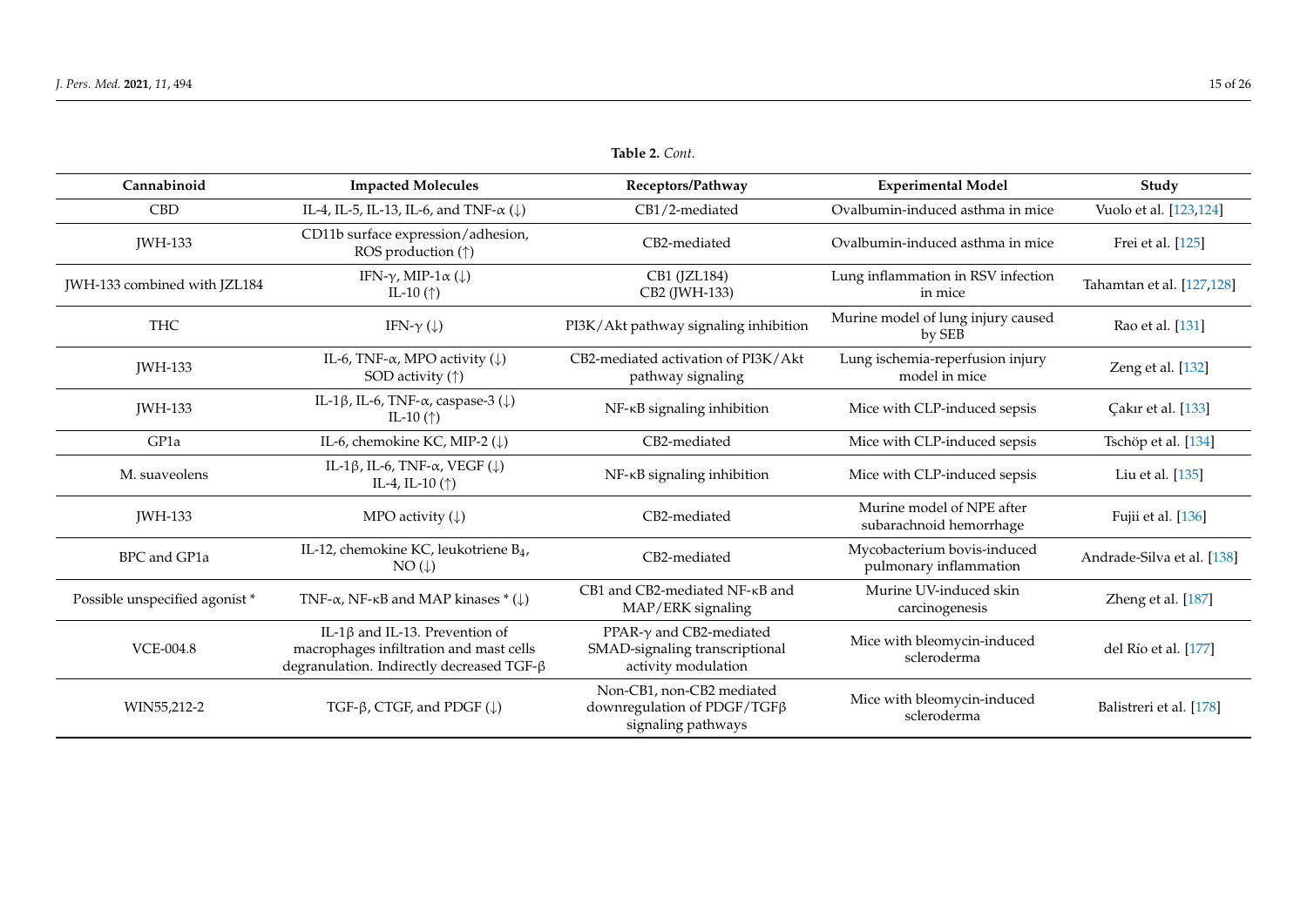**Table 2.** *Cont.*

| Cannabinoid | Impacted Molecules | Receptors/Pathway | Experimental Model | Study |
| --- | --- | --- | --- | --- |
| CBD | IL-4, IL-5, IL-13, IL-6, and TNF-α (↓) | CB1/2-mediated | Ovalbumin-induced asthma in mice | Vuolo et al. [123,124] |
| JWH-133 | CD11b surface expression/adhesion, ROS production (↑) | CB2-mediated | Ovalbumin-induced asthma in mice | Frei et al. [125] |
| JWH-133 combined with JZL184 | IFN-γ, MIP-1α (↓)<br>IL-10 (↑) | CB1 (JZL184)<br>CB2 (JWH-133) | Lung inflammation in RSV infection in mice | Tahamtan et al. [127,128] |
| THC | IFN-γ (↓) | PI3K/Akt pathway signaling inhibition | Murine model of lung injury caused by SEB | Rao et al. [131] |
| JWH-133 | IL-6, TNF-α, MPO activity (↓)<br>SOD activity (↑) | CB2-mediated activation of PI3K/Akt pathway signaling | Lung ischemia-reperfusion injury model in mice | Zeng et al. [132] |
| JWH-133 | IL-1β, IL-6, TNF-α, caspase-3 (↓)<br>IL-10 (↑) | NF-κB signaling inhibition | Mice with CLP-induced sepsis | Çakır et al. [133] |
| GP1a | IL-6, chemokine KC, MIP-2 (↓) | CB2-mediated | Mice with CLP-induced sepsis | Tschöp et al. [134] |
| M. suaveolens | IL-1β, IL-6, TNF-α, VEGF (↓)<br>IL-4, IL-10 (↑) | NF-κB signaling inhibition | Mice with CLP-induced sepsis | Liu et al. [135] |
| JWH-133 | MPO activity (↓) | CB2-mediated | Murine model of NPE after subarachnoid hemorrhage | Fujii et al. [136] |
| BPC and GP1a | IL-12, chemokine KC, leukotriene $B_4$, NO (↓) | CB2-mediated | Mycobacterium bovis-induced pulmonary inflammation | Andrade-Silva et al. [138] |
| Possible unspecified agonist * | TNF-α, NF-κB and MAP kinases * (↓) | CB1 and CB2-mediated NF-κB and MAP/ERK signaling | Murine UV-induced skin carcinogenesis | Zheng et al. [187] |
| VCE-004.8 | IL-1β and IL-13. Prevention of macrophages infiltration and mast cells degranulation. Indirectly decreased TGF-β | PPAR-γ and CB2-mediated SMAD-signaling transcriptional activity modulation | Mice with bleomycin-induced scleroderma | del Río et al. [177] |
| WIN55,212-2 | TGF-β, CTGF, and PDGF (↓) | Non-CB1, non-CB2 mediated downregulation of PDGF/TGFβ signaling pathways | Mice with bleomycin-induced scleroderma | Balistreri et al. [178] |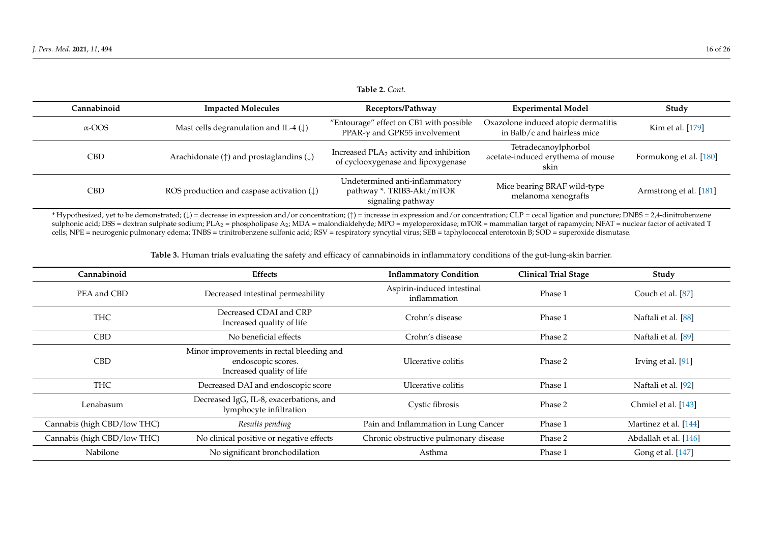**Table 2.** *Cont.*

| Cannabinoid | Impacted Molecules | Receptors/Pathway | Experimental Model | Study |
|---|---|---|---|---|
| α-OOS | Mast cells degranulation and IL-4 (↓) | "Entourage" effect on CB1 with possible PPAR-γ and GPR55 involvement | Oxazolone induced atopic dermatitis in Balb/c and hairless mice | Kim et al. [179] |
| CBD | Arachidonate (↑) and prostaglandins (↓) | Increased $PLA_2$ activity and inhibition of cyclooxygenase and lipoxygenase | Tetradecanoylphorbol acetate-induced erythema of mouse skin | Formukong et al. [180] |
| CBD | ROS production and caspase activation (↓) | Undetermined anti-inflammatory pathway *. TRIB3-Akt/mTOR signaling pathway | Mice bearing BRAF wild-type melanoma xenografts | Armstrong et al. [181] |

* Hypothesized, yet to be demonstrated; (↓) = decrease in expression and/or concentration; (↑) = increase in expression and/or concentration; CLP = cecal ligation and puncture; DNBS = 2,4-dinitrobenzene sulphonic acid; DSS = dextran sulphate sodium; $PLA_2$ = phospholipase $A_2$; MDA = malondialdehyde; MPO = myeloperoxidase; mTOR = mammalian target of rapamycin; NFAT = nuclear factor of activated T cells; NPE = neurogenic pulmonary edema; TNBS = trinitrobenzene sulfonic acid; RSV = respiratory syncytial virus; SEB = taphylococcal enterotoxin B; SOD = superoxide dismutase.

**Table 3.** Human trials evaluating the safety and efficacy of cannabinoids in inflammatory conditions of the gut-lung-skin barrier.

| Cannabinoid | Effects | Inflammatory Condition | Clinical Trial Stage | Study |
|---|---|---|---|---|
| PEA and CBD | Decreased intestinal permeability | Aspirin-induced intestinal inflammation | Phase 1 | Couch et al. [87] |
| THC | Decreased CDAI and CRP<br>Increased quality of life | Crohn's disease | Phase 1 | Naftali et al. [88] |
| CBD | No beneficial effects | Crohn's disease | Phase 2 | Naftali et al. [89] |
| CBD | Minor improvements in rectal bleeding and endoscopic scores.<br>Increased quality of life | Ulcerative colitis | Phase 2 | Irving et al. [91] |
| THC | Decreased DAI and endoscopic score | Ulcerative colitis | Phase 1 | Naftali et al. [92] |
| Lenabasum | Decreased IgG, IL-8, exacerbations, and lymphocyte infiltration | Cystic fibrosis | Phase 2 | Chmiel et al. [143] |
| Cannabis (high CBD/low THC) | *Results pending* | Pain and Inflammation in Lung Cancer | Phase 1 | Martinez et al. [144] |
| Cannabis (high CBD/low THC) | No clinical positive or negative effects | Chronic obstructive pulmonary disease | Phase 2 | Abdallah et al. [146] |
| Nabilone | No significant bronchodilation | Asthma | Phase 1 | Gong et al. [147] |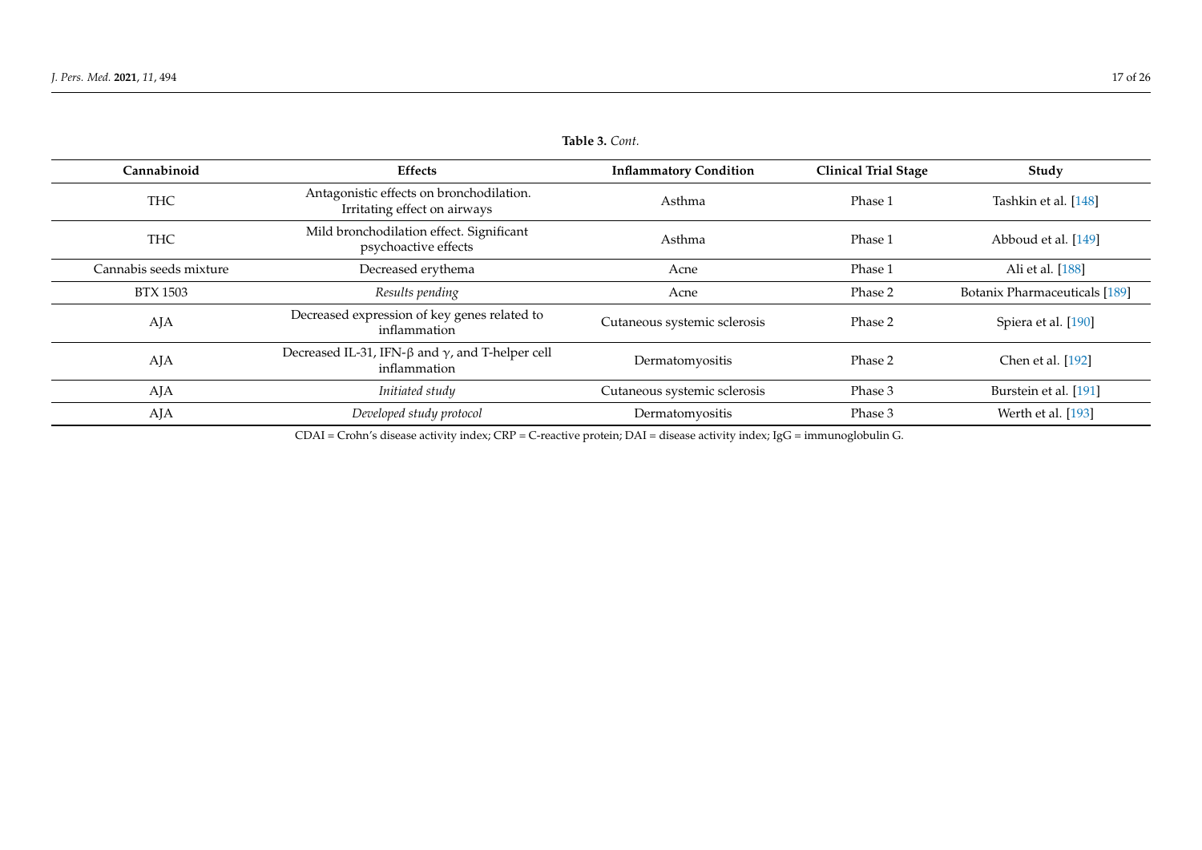**Table 3.** *Cont.*

| Cannabinoid | Effects | Inflammatory Condition | Clinical Trial Stage | Study |
|---|---|---|---|---|
| THC | Antagonistic effects on bronchodilation. Irritating effect on airways | Asthma | Phase 1 | Tashkin et al. [148] |
| THC | Mild bronchodilation effect. Significant psychoactive effects | Asthma | Phase 1 | Abboud et al. [149] |
| Cannabis seeds mixture | Decreased erythema | Acne | Phase 1 | Ali et al. [188] |
| BTX 1503 | *Results pending* | Acne | Phase 2 | Botanix Pharmaceuticals [189] |
| AJA | Decreased expression of key genes related to inflammation | Cutaneous systemic sclerosis | Phase 2 | Spiera et al. [190] |
| AJA | Decreased IL-31, IFN-$\beta$ and $\gamma$, and T-helper cell inflammation | Dermatomyositis | Phase 2 | Chen et al. [192] |
| AJA | *Initiated study* | Cutaneous systemic sclerosis | Phase 3 | Burstein et al. [191] |
| AJA | *Developed study protocol* | Dermatomyositis | Phase 3 | Werth et al. [193] |

CDAI = Crohn's disease activity index; CRP = C-reactive protein; DAI = disease activity index; IgG = immunoglobulin G.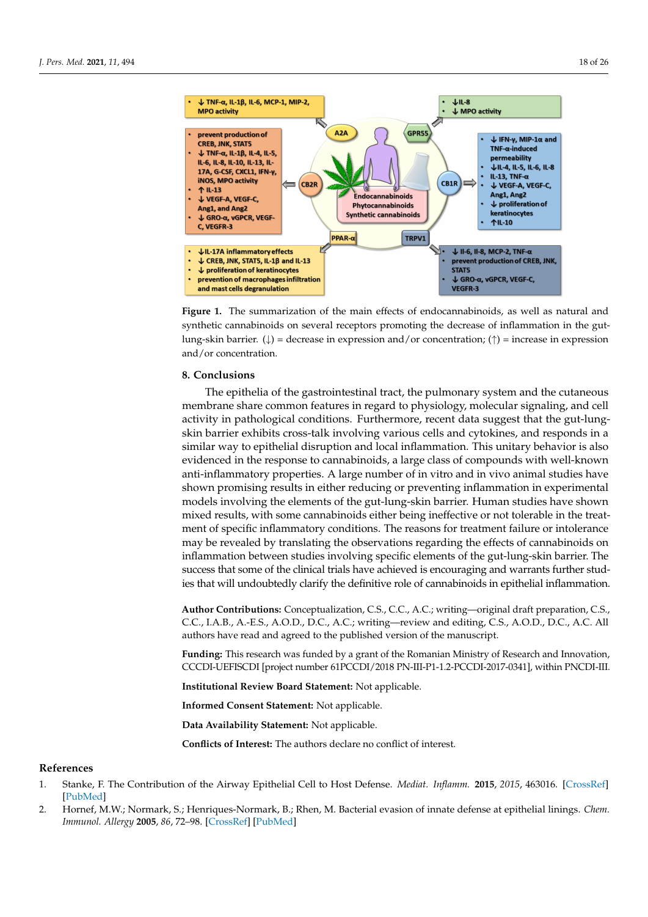**Figure 1.** The summarization of the main effects of endocannabinoids, as well as natural and synthetic cannabinoids on several receptors promoting the decrease of inflammation in the gut-lung-skin barrier. (↓) = decrease in expression and/or concentration; (↑) = increase in expression and/or concentration.

## 8. Conclusions

The epithelia of the gastrointestinal tract, the pulmonary system and the cutaneous membrane share common features in regard to physiology, molecular signaling, and cell activity in pathological conditions. Furthermore, recent data suggest that the gut-lung-skin barrier exhibits cross-talk involving various cells and cytokines, and responds in a similar way to epithelial disruption and local inflammation. This unitary behavior is also evidenced in the response to cannabinoids, a large class of compounds with well-known anti-inflammatory properties. A large number of in vitro and in vivo animal studies have shown promising results in either reducing or preventing inflammation in experimental models involving the elements of the gut-lung-skin barrier. Human studies have shown mixed results, with some cannabinoids either being ineffective or not tolerable in the treatment of specific inflammatory conditions. The reasons for treatment failure or intolerance may be revealed by translating the observations regarding the effects of cannabinoids on inflammation between studies involving specific elements of the gut-lung-skin barrier. The success that some of the clinical trials have achieved is encouraging and warrants further studies that will undoubtedly clarify the definitive role of cannabinoids in epithelial inflammation.

**Author Contributions:** Conceptualization, C.S., C.C., A.C.; writing—original draft preparation, C.S., C.C., I.A.B., A.-E.S., A.O.D., D.C., A.C.; writing—review and editing, C.S., A.O.D., D.C., A.C. All authors have read and agreed to the published version of the manuscript.

**Funding:** This research was funded by a grant of the Romanian Ministry of Research and Innovation, CCCDI-UEFISCDI [project number 61PCCDI/2018 PN-III-P1-1.2-PCCDI-2017-0341], within PNCDI-III.

**Institutional Review Board Statement:** Not applicable.

**Informed Consent Statement:** Not applicable.

**Data Availability Statement:** Not applicable.

**Conflicts of Interest:** The authors declare no conflict of interest.

## References

1. Stanke, F. The Contribution of the Airway Epithelial Cell to Host Defense. *Mediat. Inflamm.* **2015**, *2015*, 463016. [CrossRef] [PubMed]
2. Hornef, M.W.; Normark, S.; Henriques-Normark, B.; Rhen, M. Bacterial evasion of innate defense at epithelial linings. *Chem. Immunol. Allergy* **2005**, *86*, 72–98. [CrossRef] [PubMed]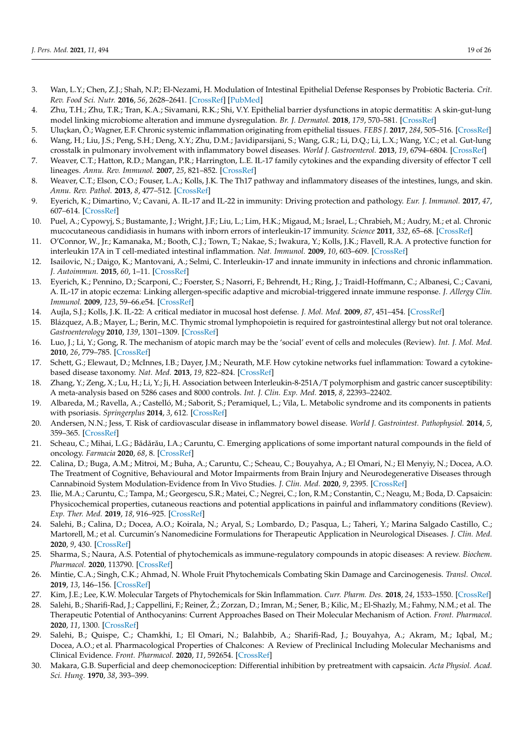3. Wan, L.Y.; Chen, Z.J.; Shah, N.P.; El-Nezami, H. Modulation of Intestinal Epithelial Defense Responses by Probiotic Bacteria. *Crit. Rev. Food Sci. Nutr.* **2016**, *56*, 2628–2641. [CrossRef] [PubMed]
4. Zhu, T.H.; Zhu, T.R.; Tran, K.A.; Sivamani, R.K.; Shi, V.Y. Epithelial barrier dysfunctions in atopic dermatitis: A skin-gut-lung model linking microbiome alteration and immune dysregulation. *Br. J. Dermatol.* **2018**, *179*, 570–581. [CrossRef]
5. Uluçkan, Ö.; Wagner, E.F. Chronic systemic inflammation originating from epithelial tissues. *FEBS J.* **2017**, *284*, 505–516. [CrossRef]
6. Wang, H.; Liu, J.S.; Peng, S.H.; Deng, X.Y.; Zhu, D.M.; Javidiparsijani, S.; Wang, G.R.; Li, D.Q.; Li, L.X.; Wang, Y.C.; et al. Gut-lung crosstalk in pulmonary involvement with inflammatory bowel diseases. *World J. Gastroenterol.* **2013**, *19*, 6794–6804. [CrossRef]
7. Weaver, C.T.; Hatton, R.D.; Mangan, P.R.; Harrington, L.E. IL-17 family cytokines and the expanding diversity of effector T cell lineages. *Annu. Rev. Immunol.* **2007**, *25*, 821–852. [CrossRef]
8. Weaver, C.T.; Elson, C.O.; Fouser, L.A.; Kolls, J.K. The Th17 pathway and inflammatory diseases of the intestines, lungs, and skin. *Annu. Rev. Pathol.* **2013**, *8*, 477–512. [CrossRef]
9. Eyerich, K.; Dimartino, V.; Cavani, A. IL-17 and IL-22 in immunity: Driving protection and pathology. *Eur. J. Immunol.* **2017**, *47*, 607–614. [CrossRef]
10. Puel, A.; Cypowyj, S.; Bustamante, J.; Wright, J.F.; Liu, L.; Lim, H.K.; Migaud, M.; Israel, L.; Chrabieh, M.; Audry, M.; et al. Chronic mucocutaneous candidiasis in humans with inborn errors of interleukin-17 immunity. *Science* **2011**, *332*, 65–68. [CrossRef]
11. O'Connor, W., Jr.; Kamanaka, M.; Booth, C.J.; Town, T.; Nakae, S.; Iwakura, Y.; Kolls, J.K.; Flavell, R.A. A protective function for interleukin 17A in T cell-mediated intestinal inflammation. *Nat. Immunol.* **2009**, *10*, 603–609. [CrossRef]
12. Isailovic, N.; Daigo, K.; Mantovani, A.; Selmi, C. Interleukin-17 and innate immunity in infections and chronic inflammation. *J. Autoimmun.* **2015**, *60*, 1–11. [CrossRef]
13. Eyerich, K.; Pennino, D.; Scarponi, C.; Foerster, S.; Nasorri, F.; Behrendt, H.; Ring, J.; Traidl-Hoffmann, C.; Albanesi, C.; Cavani, A. IL-17 in atopic eczema: Linking allergen-specific adaptive and microbial-triggered innate immune response. *J. Allergy Clin. Immunol.* **2009**, *123*, 59–66.e54. [CrossRef]
14. Aujla, S.J.; Kolls, J.K. IL-22: A critical mediator in mucosal host defense. *J. Mol. Med.* **2009**, *87*, 451–454. [CrossRef]
15. Blázquez, A.B.; Mayer, L.; Berin, M.C. Thymic stromal lymphopoietin is required for gastrointestinal allergy but not oral tolerance. *Gastroenterology* **2010**, *139*, 1301–1309. [CrossRef]
16. Luo, J.; Li, Y.; Gong, R. The mechanism of atopic march may be the 'social' event of cells and molecules (Review). *Int. J. Mol. Med.* **2010**, *26*, 779–785. [CrossRef]
17. Schett, G.; Elewaut, D.; McInnes, I.B.; Dayer, J.M.; Neurath, M.F. How cytokine networks fuel inflammation: Toward a cytokine-based disease taxonomy. *Nat. Med.* **2013**, *19*, 822–824. [CrossRef]
18. Zhang, Y.; Zeng, X.; Lu, H.; Li, Y.; Ji, H. Association between Interleukin-8-251A/T polymorphism and gastric cancer susceptibility: A meta-analysis based on 5286 cases and 8000 controls. *Int. J. Clin. Exp. Med.* **2015**, *8*, 22393–22402.
19. Albareda, M.; Ravella, A.; Castelló, M.; Saborit, S.; Peramiquel, L.; Vila, L. Metabolic syndrome and its components in patients with psoriasis. *Springerplus* **2014**, *3*, 612. [CrossRef]
20. Andersen, N.N.; Jess, T. Risk of cardiovascular disease in inflammatory bowel disease. *World J. Gastrointest. Pathophysiol.* **2014**, *5*, 359–365. [CrossRef]
21. Scheau, C.; Mihai, L.G.; Bădărău, I.A.; Caruntu, C. Emerging applications of some important natural compounds in the field of oncology. *Farmacia* **2020**, *68*, 8. [CrossRef]
22. Calina, D.; Buga, A.M.; Mitroi, M.; Buha, A.; Caruntu, C.; Scheau, C.; Bouyahya, A.; El Omari, N.; El Menyiy, N.; Docea, A.O. The Treatment of Cognitive, Behavioural and Motor Impairments from Brain Injury and Neurodegenerative Diseases through Cannabinoid System Modulation-Evidence from In Vivo Studies. *J. Clin. Med.* **2020**, *9*, 2395. [CrossRef]
23. Ilie, M.A.; Caruntu, C.; Tampa, M.; Georgescu, S.R.; Matei, C.; Negrei, C.; Ion, R.M.; Constantin, C.; Neagu, M.; Boda, D. Capsaicin: Physicochemical properties, cutaneous reactions and potential applications in painful and inflammatory conditions (Review). *Exp. Ther. Med.* **2019**, *18*, 916–925. [CrossRef]
24. Salehi, B.; Calina, D.; Docea, A.O.; Koirala, N.; Aryal, S.; Lombardo, D.; Pasqua, L.; Taheri, Y.; Marina Salgado Castillo, C.; Martorell, M.; et al. Curcumin's Nanomedicine Formulations for Therapeutic Application in Neurological Diseases. *J. Clin. Med.* **2020**, *9*, 430. [CrossRef]
25. Sharma, S.; Naura, A.S. Potential of phytochemicals as immune-regulatory compounds in atopic diseases: A review. *Biochem. Pharmacol.* **2020**, 113790. [CrossRef]
26. Mintie, C.A.; Singh, C.K.; Ahmad, N. Whole Fruit Phytochemicals Combating Skin Damage and Carcinogenesis. *Transl. Oncol.* **2019**, *13*, 146–156. [CrossRef]
27. Kim, J.E.; Lee, K.W. Molecular Targets of Phytochemicals for Skin Inflammation. *Curr. Pharm. Des.* **2018**, *24*, 1533–1550. [CrossRef]
28. Salehi, B.; Sharifi-Rad, J.; Cappellini, F.; Reiner, Ž.; Zorzan, D.; Imran, M.; Sener, B.; Kilic, M.; El-Shazly, M.; Fahmy, N.M.; et al. The Therapeutic Potential of Anthocyanins: Current Approaches Based on Their Molecular Mechanism of Action. *Front. Pharmacol.* **2020**, *11*, 1300. [CrossRef]
29. Salehi, B.; Quispe, C.; Chamkhi, I.; El Omari, N.; Balahbib, A.; Sharifi-Rad, J.; Bouyahya, A.; Akram, M.; Iqbal, M.; Docea, A.O.; et al. Pharmacological Properties of Chalcones: A Review of Preclinical Including Molecular Mechanisms and Clinical Evidence. *Front. Pharmacol.* **2020**, *11*, 592654. [CrossRef]
30. Makara, G.B. Superficial and deep chemonociception: Differential inhibition by pretreatment with capsaicin. *Acta Physiol. Acad. Sci. Hung.* **1970**, *38*, 393–399.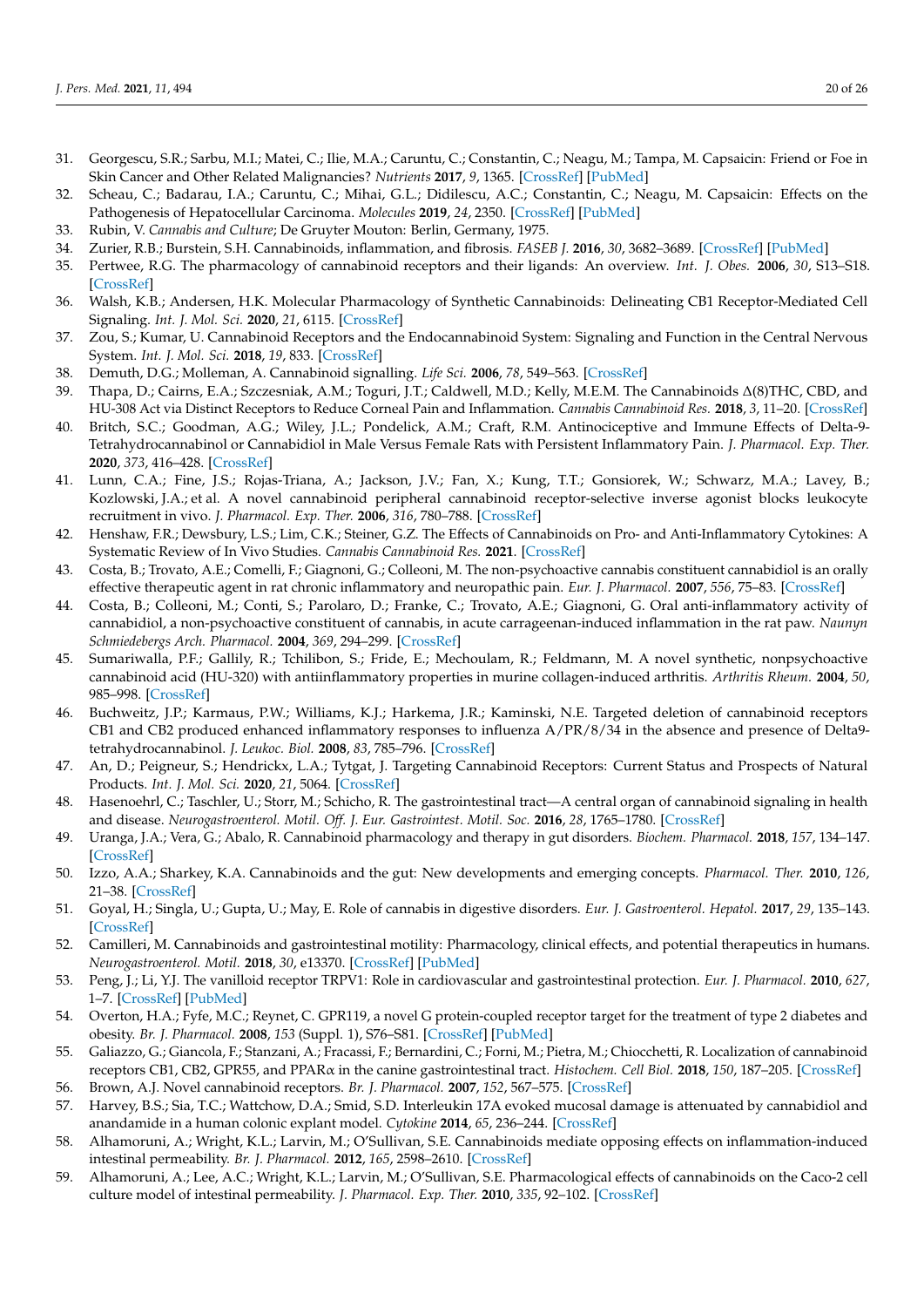31. Georgescu, S.R.; Sarbu, M.I.; Matei, C.; Ilie, M.A.; Caruntu, C.; Constantin, C.; Neagu, M.; Tampa, M. Capsaicin: Friend or Foe in Skin Cancer and Other Related Malignancies? *Nutrients* **2017**, *9*, 1365. [CrossRef] [PubMed]
32. Scheau, C.; Badarau, I.A.; Caruntu, C.; Mihai, G.L.; Didilescu, A.C.; Constantin, C.; Neagu, M. Capsaicin: Effects on the Pathogenesis of Hepatocellular Carcinoma. *Molecules* **2019**, *24*, 2350. [CrossRef] [PubMed]
33. Rubin, V. *Cannabis and Culture*; De Gruyter Mouton: Berlin, Germany, 1975.
34. Zurier, R.B.; Burstein, S.H. Cannabinoids, inflammation, and fibrosis. *FASEB J.* **2016**, *30*, 3682–3689. [CrossRef] [PubMed]
35. Pertwee, R.G. The pharmacology of cannabinoid receptors and their ligands: An overview. *Int. J. Obes.* **2006**, *30*, S13–S18. [CrossRef]
36. Walsh, K.B.; Andersen, H.K. Molecular Pharmacology of Synthetic Cannabinoids: Delineating CB1 Receptor-Mediated Cell Signaling. *Int. J. Mol. Sci.* **2020**, *21*, 6115. [CrossRef]
37. Zou, S.; Kumar, U. Cannabinoid Receptors and the Endocannabinoid System: Signaling and Function in the Central Nervous System. *Int. J. Mol. Sci.* **2018**, *19*, 833. [CrossRef]
38. Demuth, D.G.; Molleman, A. Cannabinoid signalling. *Life Sci.* **2006**, *78*, 549–563. [CrossRef]
39. Thapa, D.; Cairns, E.A.; Szczesniak, A.M.; Toguri, J.T.; Caldwell, M.D.; Kelly, M.E.M. The Cannabinoids Δ(8)THC, CBD, and HU-308 Act via Distinct Receptors to Reduce Corneal Pain and Inflammation. *Cannabis Cannabinoid Res.* **2018**, *3*, 11–20. [CrossRef]
40. Britch, S.C.; Goodman, A.G.; Wiley, J.L.; Pondelick, A.M.; Craft, R.M. Antinociceptive and Immune Effects of Delta-9-Tetrahydrocannabinol or Cannabidiol in Male Versus Female Rats with Persistent Inflammatory Pain. *J. Pharmacol. Exp. Ther.* **2020**, *373*, 416–428. [CrossRef]
41. Lunn, C.A.; Fine, J.S.; Rojas-Triana, A.; Jackson, J.V.; Fan, X.; Kung, T.T.; Gonsiorek, W.; Schwarz, M.A.; Lavey, B.; Kozlowski, J.A.; et al. A novel cannabinoid peripheral cannabinoid receptor-selective inverse agonist blocks leukocyte recruitment in vivo. *J. Pharmacol. Exp. Ther.* **2006**, *316*, 780–788. [CrossRef]
42. Henshaw, F.R.; Dewsbury, L.S.; Lim, C.K.; Steiner, G.Z. The Effects of Cannabinoids on Pro- and Anti-Inflammatory Cytokines: A Systematic Review of In Vivo Studies. *Cannabis Cannabinoid Res.* **2021**. [CrossRef]
43. Costa, B.; Trovato, A.E.; Comelli, F.; Giagnoni, G.; Colleoni, M. The non-psychoactive cannabis constituent cannabidiol is an orally effective therapeutic agent in rat chronic inflammatory and neuropathic pain. *Eur. J. Pharmacol.* **2007**, *556*, 75–83. [CrossRef]
44. Costa, B.; Colleoni, M.; Conti, S.; Parolaro, D.; Franke, C.; Trovato, A.E.; Giagnoni, G. Oral anti-inflammatory activity of cannabidiol, a non-psychoactive constituent of cannabis, in acute carrageenan-induced inflammation in the rat paw. *Naunyn Schmiedebergs Arch. Pharmacol.* **2004**, *369*, 294–299. [CrossRef]
45. Sumariwalla, P.F.; Gallily, R.; Tchilibon, S.; Fride, E.; Mechoulam, R.; Feldmann, M. A novel synthetic, nonpsychoactive cannabinoid acid (HU-320) with antiinflammatory properties in murine collagen-induced arthritis. *Arthritis Rheum.* **2004**, *50*, 985–998. [CrossRef]
46. Buchweitz, J.P.; Karmaus, P.W.; Williams, K.J.; Harkema, J.R.; Kaminski, N.E. Targeted deletion of cannabinoid receptors CB1 and CB2 produced enhanced inflammatory responses to influenza A/PR/8/34 in the absence and presence of Delta9-tetrahydrocannabinol. *J. Leukoc. Biol.* **2008**, *83*, 785–796. [CrossRef]
47. An, D.; Peigneur, S.; Hendrickx, L.A.; Tytgat, J. Targeting Cannabinoid Receptors: Current Status and Prospects of Natural Products. *Int. J. Mol. Sci.* **2020**, *21*, 5064. [CrossRef]
48. Hasenoehrl, C.; Taschler, U.; Storr, M.; Schicho, R. The gastrointestinal tract—A central organ of cannabinoid signaling in health and disease. *Neurogastroenterol. Motil. Off. J. Eur. Gastrointest. Motil. Soc.* **2016**, *28*, 1765–1780. [CrossRef]
49. Uranga, J.A.; Vera, G.; Abalo, R. Cannabinoid pharmacology and therapy in gut disorders. *Biochem. Pharmacol.* **2018**, *157*, 134–147. [CrossRef]
50. Izzo, A.A.; Sharkey, K.A. Cannabinoids and the gut: New developments and emerging concepts. *Pharmacol. Ther.* **2010**, *126*, 21–38. [CrossRef]
51. Goyal, H.; Singla, U.; Gupta, U.; May, E. Role of cannabis in digestive disorders. *Eur. J. Gastroenterol. Hepatol.* **2017**, *29*, 135–143. [CrossRef]
52. Camilleri, M. Cannabinoids and gastrointestinal motility: Pharmacology, clinical effects, and potential therapeutics in humans. *Neurogastroenterol. Motil.* **2018**, *30*, e13370. [CrossRef] [PubMed]
53. Peng, J.; Li, Y.J. The vanilloid receptor TRPV1: Role in cardiovascular and gastrointestinal protection. *Eur. J. Pharmacol.* **2010**, *627*, 1–7. [CrossRef] [PubMed]
54. Overton, H.A.; Fyfe, M.C.; Reynet, C. GPR119, a novel G protein-coupled receptor target for the treatment of type 2 diabetes and obesity. *Br. J. Pharmacol.* **2008**, *153* (Suppl. 1), S76–S81. [CrossRef] [PubMed]
55. Galiazzo, G.; Giancola, F.; Stanzani, A.; Fracassi, F.; Bernardini, C.; Forni, M.; Pietra, M.; Chiocchetti, R. Localization of cannabinoid receptors CB1, CB2, GPR55, and PPARα in the canine gastrointestinal tract. *Histochem. Cell Biol.* **2018**, *150*, 187–205. [CrossRef]
56. Brown, A.J. Novel cannabinoid receptors. *Br. J. Pharmacol.* **2007**, *152*, 567–575. [CrossRef]
57. Harvey, B.S.; Sia, T.C.; Wattchow, D.A.; Smid, S.D. Interleukin 17A evoked mucosal damage is attenuated by cannabidiol and anandamide in a human colonic explant model. *Cytokine* **2014**, *65*, 236–244. [CrossRef]
58. Alhamoruni, A.; Wright, K.L.; Larvin, M.; O'Sullivan, S.E. Cannabinoids mediate opposing effects on inflammation-induced intestinal permeability. *Br. J. Pharmacol.* **2012**, *165*, 2598–2610. [CrossRef]
59. Alhamoruni, A.; Lee, A.C.; Wright, K.L.; Larvin, M.; O'Sullivan, S.E. Pharmacological effects of cannabinoids on the Caco-2 cell culture model of intestinal permeability. *J. Pharmacol. Exp. Ther.* **2010**, *335*, 92–102. [CrossRef]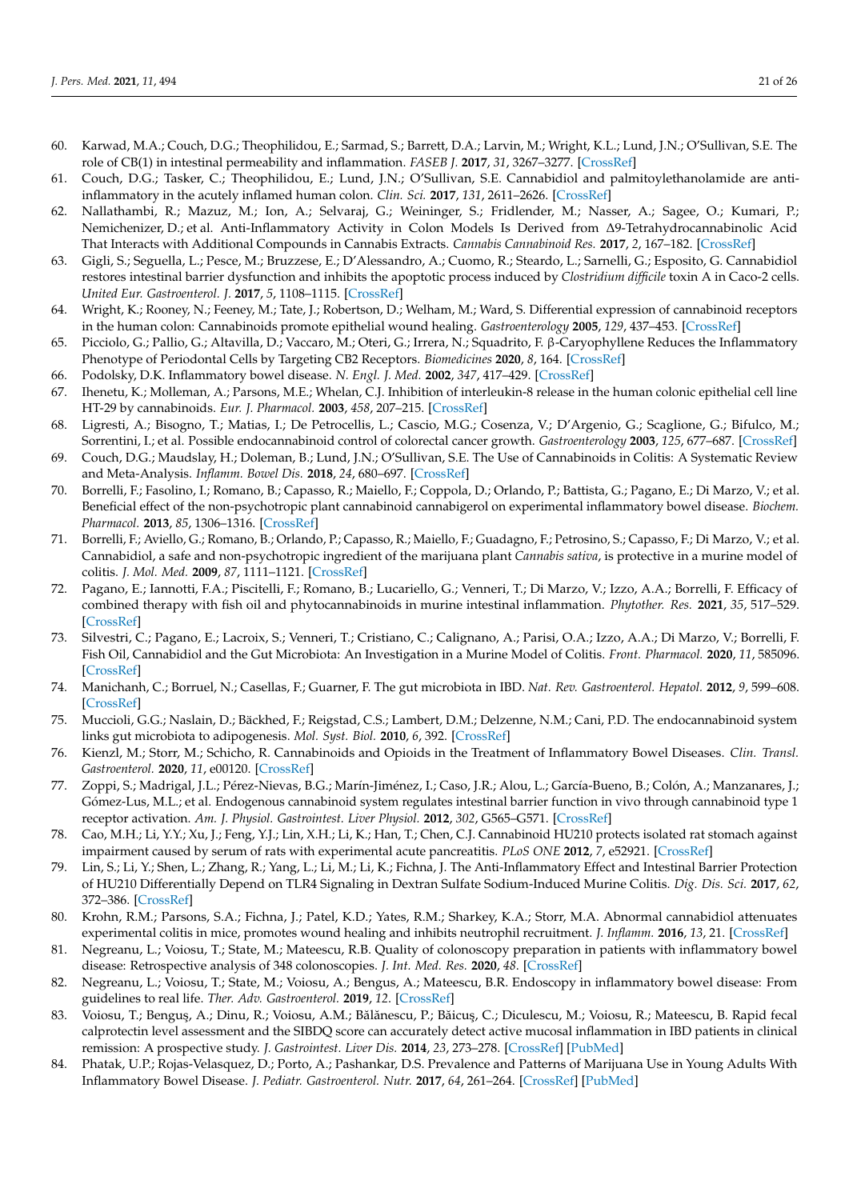60. Karwad, M.A.; Couch, D.G.; Theophilidou, E.; Sarmad, S.; Barrett, D.A.; Larvin, M.; Wright, K.L.; Lund, J.N.; O'Sullivan, S.E. The role of CB(1) in intestinal permeability and inflammation. *FASEB J.* **2017**, *31*, 3267–3277. [CrossRef]
61. Couch, D.G.; Tasker, C.; Theophilidou, E.; Lund, J.N.; O'Sullivan, S.E. Cannabidiol and palmitoylethanolamide are anti-inflammatory in the acutely inflamed human colon. *Clin. Sci.* **2017**, *131*, 2611–2626. [CrossRef]
62. Nallathambi, R.; Mazuz, M.; Ion, A.; Selvaraj, G.; Weininger, S.; Fridlender, M.; Nasser, A.; Sagee, O.; Kumari, P.; Nemichenizer, D.; et al. Anti-Inflammatory Activity in Colon Models Is Derived from Δ9-Tetrahydrocannabinolic Acid That Interacts with Additional Compounds in Cannabis Extracts. *Cannabis Cannabinoid Res.* **2017**, *2*, 167–182. [CrossRef]
63. Gigli, S.; Seguella, L.; Pesce, M.; Bruzzese, E.; D'Alessandro, A.; Cuomo, R.; Steardo, L.; Sarnelli, G.; Esposito, G. Cannabidiol restores intestinal barrier dysfunction and inhibits the apoptotic process induced by *Clostridium difficile* toxin A in Caco-2 cells. *United Eur. Gastroenterol. J.* **2017**, *5*, 1108–1115. [CrossRef]
64. Wright, K.; Rooney, N.; Feeney, M.; Tate, J.; Robertson, D.; Welham, M.; Ward, S. Differential expression of cannabinoid receptors in the human colon: Cannabinoids promote epithelial wound healing. *Gastroenterology* **2005**, *129*, 437–453. [CrossRef]
65. Picciolo, G.; Pallio, G.; Altavilla, D.; Vaccaro, M.; Oteri, G.; Irrera, N.; Squadrito, F. β-Caryophyllene Reduces the Inflammatory Phenotype of Periodontal Cells by Targeting CB2 Receptors. *Biomedicines* **2020**, *8*, 164. [CrossRef]
66. Podolsky, D.K. Inflammatory bowel disease. *N. Engl. J. Med.* **2002**, *347*, 417–429. [CrossRef]
67. Ihenetu, K.; Molleman, A.; Parsons, M.E.; Whelan, C.J. Inhibition of interleukin-8 release in the human colonic epithelial cell line HT-29 by cannabinoids. *Eur. J. Pharmacol.* **2003**, *458*, 207–215. [CrossRef]
68. Ligresti, A.; Bisogno, T.; Matias, I.; De Petrocellis, L.; Cascio, M.G.; Cosenza, V.; D'Argenio, G.; Scaglione, G.; Bifulco, M.; Sorrentini, I.; et al. Possible endocannabinoid control of colorectal cancer growth. *Gastroenterology* **2003**, *125*, 677–687. [CrossRef]
69. Couch, D.G.; Maudslay, H.; Doleman, B.; Lund, J.N.; O'Sullivan, S.E. The Use of Cannabinoids in Colitis: A Systematic Review and Meta-Analysis. *Inflamm. Bowel Dis.* **2018**, *24*, 680–697. [CrossRef]
70. Borrelli, F.; Fasolino, I.; Romano, B.; Capasso, R.; Maiello, F.; Coppola, D.; Orlando, P.; Battista, G.; Pagano, E.; Di Marzo, V.; et al. Beneficial effect of the non-psychotropic plant cannabinoid cannabigerol on experimental inflammatory bowel disease. *Biochem. Pharmacol.* **2013**, *85*, 1306–1316. [CrossRef]
71. Borrelli, F.; Aviello, G.; Romano, B.; Orlando, P.; Capasso, R.; Maiello, F.; Guadagno, F.; Petrosino, S.; Capasso, F.; Di Marzo, V.; et al. Cannabidiol, a safe and non-psychotropic ingredient of the marijuana plant *Cannabis sativa*, is protective in a murine model of colitis. *J. Mol. Med.* **2009**, *87*, 1111–1121. [CrossRef]
72. Pagano, E.; Iannotti, F.A.; Piscitelli, F.; Romano, B.; Lucariello, G.; Venneri, T.; Di Marzo, V.; Izzo, A.A.; Borrelli, F. Efficacy of combined therapy with fish oil and phytocannabinoids in murine intestinal inflammation. *Phytother. Res.* **2021**, *35*, 517–529. [CrossRef]
73. Silvestri, C.; Pagano, E.; Lacroix, S.; Venneri, T.; Cristiano, C.; Calignano, A.; Parisi, O.A.; Izzo, A.A.; Di Marzo, V.; Borrelli, F. Fish Oil, Cannabidiol and the Gut Microbiota: An Investigation in a Murine Model of Colitis. *Front. Pharmacol.* **2020**, *11*, 585096. [CrossRef]
74. Manichanh, C.; Borruel, N.; Casellas, F.; Guarner, F. The gut microbiota in IBD. *Nat. Rev. Gastroenterol. Hepatol.* **2012**, *9*, 599–608. [CrossRef]
75. Muccioli, G.G.; Naslain, D.; Bäckhed, F.; Reigstad, C.S.; Lambert, D.M.; Delzenne, N.M.; Cani, P.D. The endocannabinoid system links gut microbiota to adipogenesis. *Mol. Syst. Biol.* **2010**, *6*, 392. [CrossRef]
76. Kienzl, M.; Storr, M.; Schicho, R. Cannabinoids and Opioids in the Treatment of Inflammatory Bowel Diseases. *Clin. Transl. Gastroenterol.* **2020**, *11*, e00120. [CrossRef]
77. Zoppi, S.; Madrigal, J.L.; Pérez-Nievas, B.G.; Marín-Jiménez, I.; Caso, J.R.; Alou, L.; García-Bueno, B.; Colón, A.; Manzanares, J.; Gómez-Lus, M.L.; et al. Endogenous cannabinoid system regulates intestinal barrier function in vivo through cannabinoid type 1 receptor activation. *Am. J. Physiol. Gastrointest. Liver Physiol.* **2012**, *302*, G565–G571. [CrossRef]
78. Cao, M.H.; Li, Y.Y.; Xu, J.; Feng, Y.J.; Lin, X.H.; Li, K.; Han, T.; Chen, C.J. Cannabinoid HU210 protects isolated rat stomach against impairment caused by serum of rats with experimental acute pancreatitis. *PLoS ONE* **2012**, *7*, e52921. [CrossRef]
79. Lin, S.; Li, Y.; Shen, L.; Zhang, R.; Yang, L.; Li, M.; Li, K.; Fichna, J. The Anti-Inflammatory Effect and Intestinal Barrier Protection of HU210 Differentially Depend on TLR4 Signaling in Dextran Sulfate Sodium-Induced Murine Colitis. *Dig. Dis. Sci.* **2017**, *62*, 372–386. [CrossRef]
80. Krohn, R.M.; Parsons, S.A.; Fichna, J.; Patel, K.D.; Yates, R.M.; Sharkey, K.A.; Storr, M.A. Abnormal cannabidiol attenuates experimental colitis in mice, promotes wound healing and inhibits neutrophil recruitment. *J. Inflamm.* **2016**, *13*, 21. [CrossRef]
81. Negreanu, L.; Voiosu, T.; State, M.; Mateescu, R.B. Quality of colonoscopy preparation in patients with inflammatory bowel disease: Retrospective analysis of 348 colonoscopies. *J. Int. Med. Res.* **2020**, *48*. [CrossRef]
82. Negreanu, L.; Voiosu, T.; State, M.; Voiosu, A.; Bengus, A.; Mateescu, B.R. Endoscopy in inflammatory bowel disease: From guidelines to real life. *Ther. Adv. Gastroenterol.* **2019**, *12*. [CrossRef]
83. Voiosu, T.; Benguş, A.; Dinu, R.; Voiosu, A.M.; Bălănescu, P.; Băicuş, C.; Diculescu, M.; Voiosu, R.; Mateescu, B. Rapid fecal calprotectin level assessment and the SIBDQ score can accurately detect active mucosal inflammation in IBD patients in clinical remission: A prospective study. *J. Gastrointest. Liver Dis.* **2014**, *23*, 273–278. [CrossRef] [PubMed]
84. Phatak, U.P.; Rojas-Velasquez, D.; Porto, A.; Pashankar, D.S. Prevalence and Patterns of Marijuana Use in Young Adults With Inflammatory Bowel Disease. *J. Pediatr. Gastroenterol. Nutr.* **2017**, *64*, 261–264. [CrossRef] [PubMed]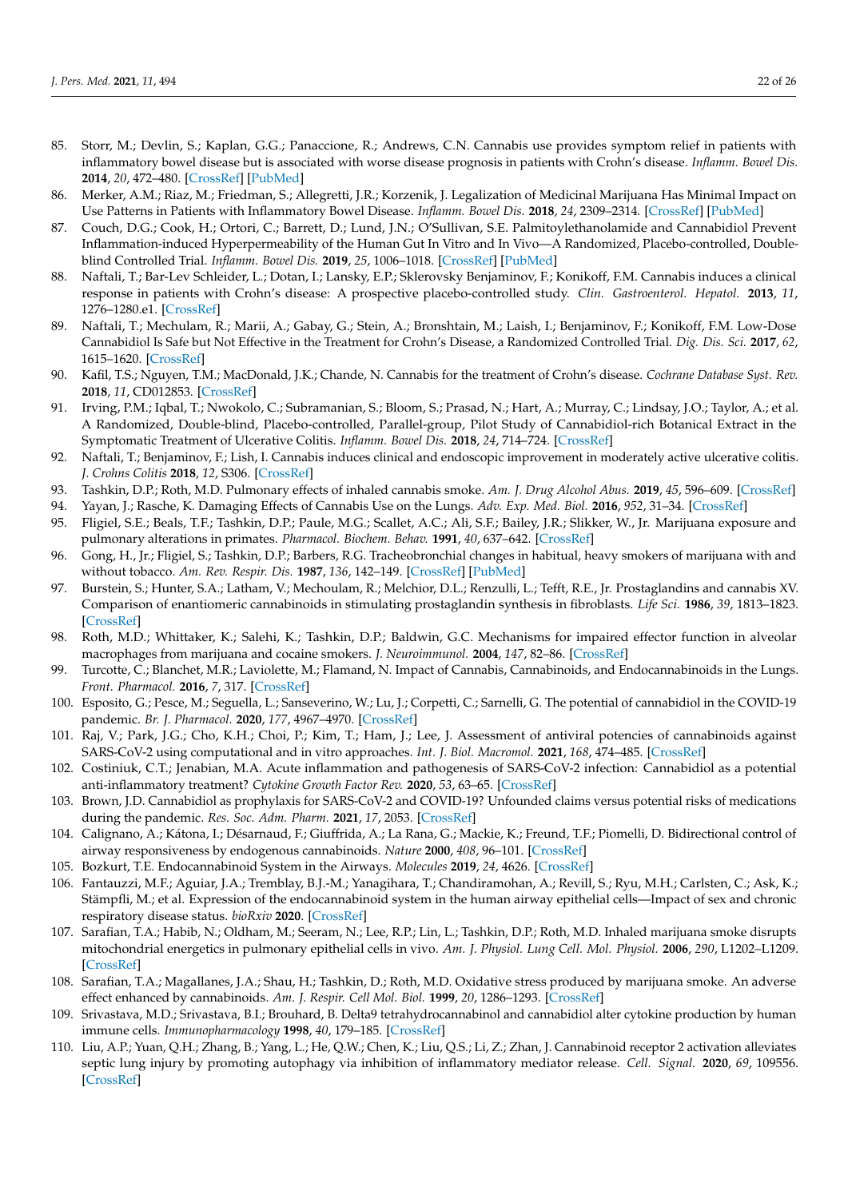85. Storr, M.; Devlin, S.; Kaplan, G.G.; Panaccione, R.; Andrews, C.N. Cannabis use provides symptom relief in patients with inflammatory bowel disease but is associated with worse disease prognosis in patients with Crohn's disease. *Inflamm. Bowel Dis.* **2014**, *20*, 472–480. [CrossRef] [PubMed]
86. Merker, A.M.; Riaz, M.; Friedman, S.; Allegretti, J.R.; Korzenik, J. Legalization of Medicinal Marijuana Has Minimal Impact on Use Patterns in Patients with Inflammatory Bowel Disease. *Inflamm. Bowel Dis.* **2018**, *24*, 2309–2314. [CrossRef] [PubMed]
87. Couch, D.G.; Cook, H.; Ortori, C.; Barrett, D.; Lund, J.N.; O'Sullivan, S.E. Palmitoylethanolamide and Cannabidiol Prevent Inflammation-induced Hyperpermeability of the Human Gut In Vitro and In Vivo—A Randomized, Placebo-controlled, Double-blind Controlled Trial. *Inflamm. Bowel Dis.* **2019**, *25*, 1006–1018. [CrossRef] [PubMed]
88. Naftali, T.; Bar-Lev Schleider, L.; Dotan, I.; Lansky, E.P.; Sklerovsky Benjaminov, F.; Konikoff, F.M. Cannabis induces a clinical response in patients with Crohn's disease: A prospective placebo-controlled study. *Clin. Gastroenterol. Hepatol.* **2013**, *11*, 1276–1280.e1. [CrossRef]
89. Naftali, T.; Mechulam, R.; Marii, A.; Gabay, G.; Stein, A.; Bronshtain, M.; Laish, I.; Benjaminov, F.; Konikoff, F.M. Low-Dose Cannabidiol Is Safe but Not Effective in the Treatment for Crohn's Disease, a Randomized Controlled Trial. *Dig. Dis. Sci.* **2017**, *62*, 1615–1620. [CrossRef]
90. Kafil, T.S.; Nguyen, T.M.; MacDonald, J.K.; Chande, N. Cannabis for the treatment of Crohn's disease. *Cochrane Database Syst. Rev.* **2018**, *11*, CD012853. [CrossRef]
91. Irving, P.M.; Iqbal, T.; Nwokolo, C.; Subramanian, S.; Bloom, S.; Prasad, N.; Hart, A.; Murray, C.; Lindsay, J.O.; Taylor, A.; et al. A Randomized, Double-blind, Placebo-controlled, Parallel-group, Pilot Study of Cannabidiol-rich Botanical Extract in the Symptomatic Treatment of Ulcerative Colitis. *Inflamm. Bowel Dis.* **2018**, *24*, 714–724. [CrossRef]
92. Naftali, T.; Benjaminov, F.; Lish, I. Cannabis induces clinical and endoscopic improvement in moderately active ulcerative colitis. *J. Crohns Colitis* **2018**, *12*, S306. [CrossRef]
93. Tashkin, D.P.; Roth, M.D. Pulmonary effects of inhaled cannabis smoke. *Am. J. Drug Alcohol Abus.* **2019**, *45*, 596–609. [CrossRef]
94. Yayan, J.; Rasche, K. Damaging Effects of Cannabis Use on the Lungs. *Adv. Exp. Med. Biol.* **2016**, *952*, 31–34. [CrossRef]
95. Fligiel, S.E.; Beals, T.F.; Tashkin, D.P.; Paule, M.G.; Scallet, A.C.; Ali, S.F.; Bailey, J.R.; Slikker, W., Jr. Marijuana exposure and pulmonary alterations in primates. *Pharmacol. Biochem. Behav.* **1991**, *40*, 637–642. [CrossRef]
96. Gong, H., Jr.; Fligiel, S.; Tashkin, D.P.; Barbers, R.G. Tracheobronchial changes in habitual, heavy smokers of marijuana with and without tobacco. *Am. Rev. Respir. Dis.* **1987**, *136*, 142–149. [CrossRef] [PubMed]
97. Burstein, S.; Hunter, S.A.; Latham, V.; Mechoulam, R.; Melchior, D.L.; Renzulli, L.; Tefft, R.E., Jr. Prostaglandins and cannabis XV. Comparison of enantiomeric cannabinoids in stimulating prostaglandin synthesis in fibroblasts. *Life Sci.* **1986**, *39*, 1813–1823. [CrossRef]
98. Roth, M.D.; Whittaker, K.; Salehi, K.; Tashkin, D.P.; Baldwin, G.C. Mechanisms for impaired effector function in alveolar macrophages from marijuana and cocaine smokers. *J. Neuroimmunol.* **2004**, *147*, 82–86. [CrossRef]
99. Turcotte, C.; Blanchet, M.R.; Laviolette, M.; Flamand, N. Impact of Cannabis, Cannabinoids, and Endocannabinoids in the Lungs. *Front. Pharmacol.* **2016**, *7*, 317. [CrossRef]
100. Esposito, G.; Pesce, M.; Seguella, L.; Sanseverino, W.; Lu, J.; Corpetti, C.; Sarnelli, G. The potential of cannabidiol in the COVID-19 pandemic. *Br. J. Pharmacol.* **2020**, *177*, 4967–4970. [CrossRef]
101. Raj, V.; Park, J.G.; Cho, K.H.; Choi, P.; Kim, T.; Ham, J.; Lee, J. Assessment of antiviral potencies of cannabinoids against SARS-CoV-2 using computational and in vitro approaches. *Int. J. Biol. Macromol.* **2021**, *168*, 474–485. [CrossRef]
102. Costiniuk, C.T.; Jenabian, M.A. Acute inflammation and pathogenesis of SARS-CoV-2 infection: Cannabidiol as a potential anti-inflammatory treatment? *Cytokine Growth Factor Rev.* **2020**, *53*, 63–65. [CrossRef]
103. Brown, J.D. Cannabidiol as prophylaxis for SARS-CoV-2 and COVID-19? Unfounded claims versus potential risks of medications during the pandemic. *Res. Soc. Adm. Pharm.* **2021**, *17*, 2053. [CrossRef]
104. Calignano, A.; Kátona, I.; Désarnaud, F.; Giuffrida, A.; La Rana, G.; Mackie, K.; Freund, T.F.; Piomelli, D. Bidirectional control of airway responsiveness by endogenous cannabinoids. *Nature* **2000**, *408*, 96–101. [CrossRef]
105. Bozkurt, T.E. Endocannabinoid System in the Airways. *Molecules* **2019**, *24*, 4626. [CrossRef]
106. Fantauzzi, M.F.; Aguiar, J.A.; Tremblay, B.J.-M.; Yanagihara, T.; Chandiramohan, A.; Revill, S.; Ryu, M.H.; Carlsten, C.; Ask, K.; Stämpfli, M.; et al. Expression of the endocannabinoid system in the human airway epithelial cells—Impact of sex and chronic respiratory disease status. *bioRxiv* **2020**. [CrossRef]
107. Sarafian, T.A.; Habib, N.; Oldham, M.; Seeram, N.; Lee, R.P.; Lin, L.; Tashkin, D.P.; Roth, M.D. Inhaled marijuana smoke disrupts mitochondrial energetics in pulmonary epithelial cells in vivo. *Am. J. Physiol. Lung Cell. Mol. Physiol.* **2006**, *290*, L1202–L1209. [CrossRef]
108. Sarafian, T.A.; Magallanes, J.A.; Shau, H.; Tashkin, D.; Roth, M.D. Oxidative stress produced by marijuana smoke. An adverse effect enhanced by cannabinoids. *Am. J. Respir. Cell Mol. Biol.* **1999**, *20*, 1286–1293. [CrossRef]
109. Srivastava, M.D.; Srivastava, B.I.; Brouhard, B. Delta9 tetrahydrocannabinol and cannabidiol alter cytokine production by human immune cells. *Immunopharmacology* **1998**, *40*, 179–185. [CrossRef]
110. Liu, A.P.; Yuan, Q.H.; Zhang, B.; Yang, L.; He, Q.W.; Chen, K.; Liu, Q.S.; Li, Z.; Zhan, J. Cannabinoid receptor 2 activation alleviates septic lung injury by promoting autophagy via inhibition of inflammatory mediator release. *Cell. Signal.* **2020**, *69*, 109556. [CrossRef]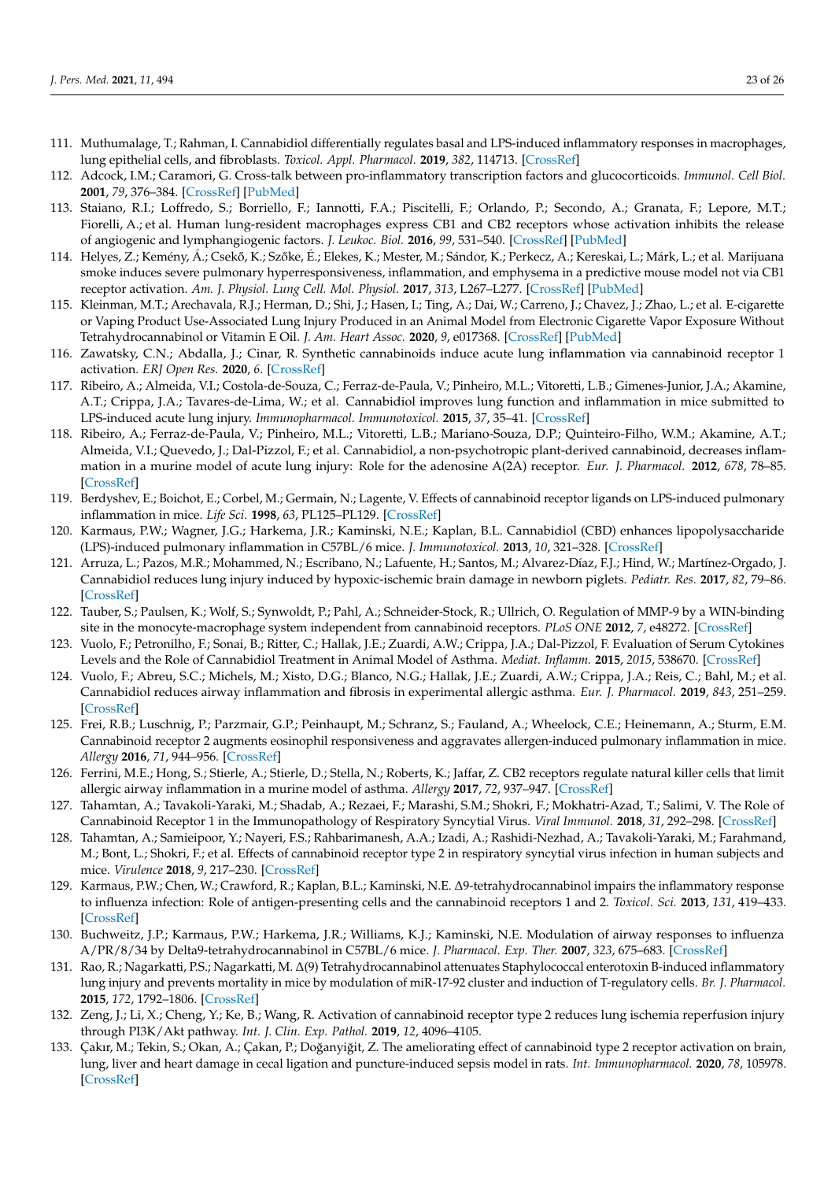111. Muthumalage, T.; Rahman, I. Cannabidiol differentially regulates basal and LPS-induced inflammatory responses in macrophages, lung epithelial cells, and fibroblasts. *Toxicol. Appl. Pharmacol.* **2019**, *382*, 114713. [CrossRef]
112. Adcock, I.M.; Caramori, G. Cross-talk between pro-inflammatory transcription factors and glucocorticoids. *Immunol. Cell Biol.* **2001**, *79*, 376–384. [CrossRef] [PubMed]
113. Staiano, R.I.; Loffredo, S.; Borriello, F.; Iannotti, F.A.; Piscitelli, F.; Orlando, P.; Secondo, A.; Granata, F.; Lepore, M.T.; Fiorelli, A.; et al. Human lung-resident macrophages express CB1 and CB2 receptors whose activation inhibits the release of angiogenic and lymphangiogenic factors. *J. Leukoc. Biol.* **2016**, *99*, 531–540. [CrossRef] [PubMed]
114. Helyes, Z.; Kemény, Á.; Csekő, K.; Szőke, É.; Elekes, K.; Mester, M.; Sándor, K.; Perkecz, A.; Kereskai, L.; Márk, L.; et al. Marijuana smoke induces severe pulmonary hyperresponsiveness, inflammation, and emphysema in a predictive mouse model not via CB1 receptor activation. *Am. J. Physiol. Lung Cell. Mol. Physiol.* **2017**, *313*, L267–L277. [CrossRef] [PubMed]
115. Kleinman, M.T.; Arechavala, R.J.; Herman, D.; Shi, J.; Hasen, I.; Ting, A.; Dai, W.; Carreno, J.; Chavez, J.; Zhao, L.; et al. E-cigarette or Vaping Product Use-Associated Lung Injury Produced in an Animal Model from Electronic Cigarette Vapor Exposure Without Tetrahydrocannabinol or Vitamin E Oil. *J. Am. Heart Assoc.* **2020**, *9*, e017368. [CrossRef] [PubMed]
116. Zawatsky, C.N.; Abdalla, J.; Cinar, R. Synthetic cannabinoids induce acute lung inflammation via cannabinoid receptor 1 activation. *ERJ Open Res.* **2020**, *6*. [CrossRef]
117. Ribeiro, A.; Almeida, V.I.; Costola-de-Souza, C.; Ferraz-de-Paula, V.; Pinheiro, M.L.; Vitoretti, L.B.; Gimenes-Junior, J.A.; Akamine, A.T.; Crippa, J.A.; Tavares-de-Lima, W.; et al. Cannabidiol improves lung function and inflammation in mice submitted to LPS-induced acute lung injury. *Immunopharmacol. Immunotoxicol.* **2015**, *37*, 35–41. [CrossRef]
118. Ribeiro, A.; Ferraz-de-Paula, V.; Pinheiro, M.L.; Vitoretti, L.B.; Mariano-Souza, D.P.; Quinteiro-Filho, W.M.; Akamine, A.T.; Almeida, V.I.; Quevedo, J.; Dal-Pizzol, F.; et al. Cannabidiol, a non-psychotropic plant-derived cannabinoid, decreases inflammation in a murine model of acute lung injury: Role for the adenosine A(2A) receptor. *Eur. J. Pharmacol.* **2012**, *678*, 78–85. [CrossRef]
119. Berdyshev, E.; Boichot, E.; Corbel, M.; Germain, N.; Lagente, V. Effects of cannabinoid receptor ligands on LPS-induced pulmonary inflammation in mice. *Life Sci.* **1998**, *63*, PL125–PL129. [CrossRef]
120. Karmaus, P.W.; Wagner, J.G.; Harkema, J.R.; Kaminski, N.E.; Kaplan, B.L. Cannabidiol (CBD) enhances lipopolysaccharide (LPS)-induced pulmonary inflammation in C57BL/6 mice. *J. Immunotoxicol.* **2013**, *10*, 321–328. [CrossRef]
121. Arruza, L.; Pazos, M.R.; Mohammed, N.; Escribano, N.; Lafuente, H.; Santos, M.; Alvarez-Díaz, F.J.; Hind, W.; Martínez-Orgado, J. Cannabidiol reduces lung injury induced by hypoxic-ischemic brain damage in newborn piglets. *Pediatr. Res.* **2017**, *82*, 79–86. [CrossRef]
122. Tauber, S.; Paulsen, K.; Wolf, S.; Synwoldt, P.; Pahl, A.; Schneider-Stock, R.; Ullrich, O. Regulation of MMP-9 by a WIN-binding site in the monocyte-macrophage system independent from cannabinoid receptors. *PLoS ONE* **2012**, *7*, e48272. [CrossRef]
123. Vuolo, F.; Petronilho, F.; Sonai, B.; Ritter, C.; Hallak, J.E.; Zuardi, A.W.; Crippa, J.A.; Dal-Pizzol, F. Evaluation of Serum Cytokines Levels and the Role of Cannabidiol Treatment in Animal Model of Asthma. *Mediat. Inflamm.* **2015**, *2015*, 538670. [CrossRef]
124. Vuolo, F.; Abreu, S.C.; Michels, M.; Xisto, D.G.; Blanco, N.G.; Hallak, J.E.; Zuardi, A.W.; Crippa, J.A.; Reis, C.; Bahl, M.; et al. Cannabidiol reduces airway inflammation and fibrosis in experimental allergic asthma. *Eur. J. Pharmacol.* **2019**, *843*, 251–259. [CrossRef]
125. Frei, R.B.; Luschnig, P.; Parzmair, G.P.; Peinhaupt, M.; Schranz, S.; Fauland, A.; Wheelock, C.E.; Heinemann, A.; Sturm, E.M. Cannabinoid receptor 2 augments eosinophil responsiveness and aggravates allergen-induced pulmonary inflammation in mice. *Allergy* **2016**, *71*, 944–956. [CrossRef]
126. Ferrini, M.E.; Hong, S.; Stierle, A.; Stierle, D.; Stella, N.; Roberts, K.; Jaffar, Z. CB2 receptors regulate natural killer cells that limit allergic airway inflammation in a murine model of asthma. *Allergy* **2017**, *72*, 937–947. [CrossRef]
127. Tahamtan, A.; Tavakoli-Yaraki, M.; Shadab, A.; Rezaei, F.; Marashi, S.M.; Shokri, F.; Mokhatri-Azad, T.; Salimi, V. The Role of Cannabinoid Receptor 1 in the Immunopathology of Respiratory Syncytial Virus. *Viral Immunol.* **2018**, *31*, 292–298. [CrossRef]
128. Tahamtan, A.; Samieipoor, Y.; Nayeri, F.S.; Rahbarimanesh, A.A.; Izadi, A.; Rashidi-Nezhad, A.; Tavakoli-Yaraki, M.; Farahmand, M.; Bont, L.; Shokri, F.; et al. Effects of cannabinoid receptor type 2 in respiratory syncytial virus infection in human subjects and mice. *Virulence* **2018**, *9*, 217–230. [CrossRef]
129. Karmaus, P.W.; Chen, W.; Crawford, R.; Kaplan, B.L.; Kaminski, N.E. Δ9-tetrahydrocannabinol impairs the inflammatory response to influenza infection: Role of antigen-presenting cells and the cannabinoid receptors 1 and 2. *Toxicol. Sci.* **2013**, *131*, 419–433. [CrossRef]
130. Buchweitz, J.P.; Karmaus, P.W.; Harkema, J.R.; Williams, K.J.; Kaminski, N.E. Modulation of airway responses to influenza A/PR/8/34 by Delta9-tetrahydrocannabinol in C57BL/6 mice. *J. Pharmacol. Exp. Ther.* **2007**, *323*, 675–683. [CrossRef]
131. Rao, R.; Nagarkatti, P.S.; Nagarkatti, M. Δ(9) Tetrahydrocannabinol attenuates Staphylococcal enterotoxin B-induced inflammatory lung injury and prevents mortality in mice by modulation of miR-17-92 cluster and induction of T-regulatory cells. *Br. J. Pharmacol.* **2015**, *172*, 1792–1806. [CrossRef]
132. Zeng, J.; Li, X.; Cheng, Y.; Ke, B.; Wang, R. Activation of cannabinoid receptor type 2 reduces lung ischemia reperfusion injury through PI3K/Akt pathway. *Int. J. Clin. Exp. Pathol.* **2019**, *12*, 4096–4105.
133. Çakır, M.; Tekin, S.; Okan, A.; Çakan, P.; Doğanyiğit, Z. The ameliorating effect of cannabinoid type 2 receptor activation on brain, lung, liver and heart damage in cecal ligation and puncture-induced sepsis model in rats. *Int. Immunopharmacol.* **2020**, *78*, 105978. [CrossRef]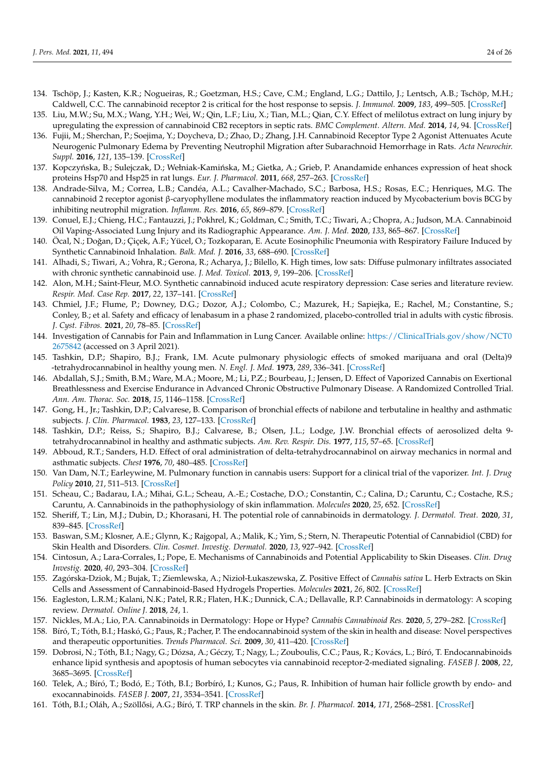134. Tschöp, J.; Kasten, K.R.; Nogueiras, R.; Goetzman, H.S.; Cave, C.M.; England, L.G.; Dattilo, J.; Lentsch, A.B.; Tschöp, M.H.; Caldwell, C.C. The cannabinoid receptor 2 is critical for the host response to sepsis. *J. Immunol.* **2009**, *183*, 499–505. [CrossRef]
135. Liu, M.W.; Su, M.X.; Wang, Y.H.; Wei, W.; Qin, L.F.; Liu, X.; Tian, M.L.; Qian, C.Y. Effect of melilotus extract on lung injury by upregulating the expression of cannabinoid CB2 receptors in septic rats. *BMC Complement. Altern. Med.* **2014**, *14*, 94. [CrossRef]
136. Fujii, M.; Sherchan, P.; Soejima, Y.; Doycheva, D.; Zhao, D.; Zhang, J.H. Cannabinoid Receptor Type 2 Agonist Attenuates Acute Neurogenic Pulmonary Edema by Preventing Neutrophil Migration after Subarachnoid Hemorrhage in Rats. *Acta Neurochir. Suppl.* **2016**, *121*, 135–139. [CrossRef]
137. Kopczyńska, B.; Sulejczak, D.; Wełniak-Kamińska, M.; Gietka, A.; Grieb, P. Anandamide enhances expression of heat shock proteins Hsp70 and Hsp25 in rat lungs. *Eur. J. Pharmacol.* **2011**, *668*, 257–263. [CrossRef]
138. Andrade-Silva, M.; Correa, L.B.; Candéa, A.L.; Cavalher-Machado, S.C.; Barbosa, H.S.; Rosas, E.C.; Henriques, M.G. The cannabinoid 2 receptor agonist β-caryophyllene modulates the inflammatory reaction induced by Mycobacterium bovis BCG by inhibiting neutrophil migration. *Inflamm. Res.* **2016**, *65*, 869–879. [CrossRef]
139. Conuel, E.J.; Chieng, H.C.; Fantauzzi, J.; Pokhrel, K.; Goldman, C.; Smith, T.C.; Tiwari, A.; Chopra, A.; Judson, M.A. Cannabinoid Oil Vaping-Associated Lung Injury and its Radiographic Appearance. *Am. J. Med.* **2020**, *133*, 865–867. [CrossRef]
140. Öcal, N.; Doğan, D.; Çiçek, A.F.; Yücel, O.; Tozkoparan, E. Acute Eosinophilic Pneumonia with Respiratory Failure Induced by Synthetic Cannabinoid Inhalation. *Balk. Med. J.* **2016**, *33*, 688–690. [CrossRef]
141. Alhadi, S.; Tiwari, A.; Vohra, R.; Gerona, R.; Acharya, J.; Bilello, K. High times, low sats: Diffuse pulmonary infiltrates associated with chronic synthetic cannabinoid use. *J. Med. Toxicol.* **2013**, *9*, 199–206. [CrossRef]
142. Alon, M.H.; Saint-Fleur, M.O. Synthetic cannabinoid induced acute respiratory depression: Case series and literature review. *Respir. Med. Case Rep.* **2017**, *22*, 137–141. [CrossRef]
143. Chmiel, J.F.; Flume, P.; Downey, D.G.; Dozor, A.J.; Colombo, C.; Mazurek, H.; Sapiejka, E.; Rachel, M.; Constantine, S.; Conley, B.; et al. Safety and efficacy of lenabasum in a phase 2 randomized, placebo-controlled trial in adults with cystic fibrosis. *J. Cyst. Fibros.* **2021**, *20*, 78–85. [CrossRef]
144. Investigation of Cannabis for Pain and Inflammation in Lung Cancer. Available online: https://ClinicalTrials.gov/show/NCT02675842 (accessed on 3 April 2021).
145. Tashkin, D.P.; Shapiro, B.J.; Frank, I.M. Acute pulmonary physiologic effects of smoked marijuana and oral (Delta)9-tetrahydrocannabinol in healthy young men. *N. Engl. J. Med.* **1973**, *289*, 336–341. [CrossRef]
146. Abdallah, S.J.; Smith, B.M.; Ware, M.A.; Moore, M.; Li, P.Z.; Bourbeau, J.; Jensen, D. Effect of Vaporized Cannabis on Exertional Breathlessness and Exercise Endurance in Advanced Chronic Obstructive Pulmonary Disease. A Randomized Controlled Trial. *Ann. Am. Thorac. Soc.* **2018**, *15*, 1146–1158. [CrossRef]
147. Gong, H., Jr.; Tashkin, D.P.; Calvarese, B. Comparison of bronchial effects of nabilone and terbutaline in healthy and asthmatic subjects. *J. Clin. Pharmacol.* **1983**, *23*, 127–133. [CrossRef]
148. Tashkin, D.P.; Reiss, S.; Shapiro, B.J.; Calvarese, B.; Olsen, J.L.; Lodge, J.W. Bronchial effects of aerosolized delta 9-tetrahydrocannabinol in healthy and asthmatic subjects. *Am. Rev. Respir. Dis.* **1977**, *115*, 57–65. [CrossRef]
149. Abboud, R.T.; Sanders, H.D. Effect of oral administration of delta-tetrahydrocannabinol on airway mechanics in normal and asthmatic subjects. *Chest* **1976**, *70*, 480–485. [CrossRef]
150. Van Dam, N.T.; Earleywine, M. Pulmonary function in cannabis users: Support for a clinical trial of the vaporizer. *Int. J. Drug Policy* **2010**, *21*, 511–513. [CrossRef]
151. Scheau, C.; Badarau, I.A.; Mihai, G.L.; Scheau, A.-E.; Costache, D.O.; Constantin, C.; Calina, D.; Caruntu, C.; Costache, R.S.; Caruntu, A. Cannabinoids in the pathophysiology of skin inflammation. *Molecules* **2020**, *25*, 652. [CrossRef]
152. Sheriff, T.; Lin, M.J.; Dubin, D.; Khorasani, H. The potential role of cannabinoids in dermatology. *J. Dermatol. Treat.* **2020**, *31*, 839–845. [CrossRef]
153. Baswan, S.M.; Klosner, A.E.; Glynn, K.; Rajgopal, A.; Malik, K.; Yim, S.; Stern, N. Therapeutic Potential of Cannabidiol (CBD) for Skin Health and Disorders. *Clin. Cosmet. Investig. Dermatol.* **2020**, *13*, 927–942. [CrossRef]
154. Cintosun, A.; Lara-Corrales, I.; Pope, E. Mechanisms of Cannabinoids and Potential Applicability to Skin Diseases. *Clin. Drug Investig.* **2020**, *40*, 293–304. [CrossRef]
155. Zagórska-Dziok, M.; Bujak, T.; Ziemlewska, A.; Nizioł-Łukaszewska, Z. Positive Effect of *Cannabis sativa* L. Herb Extracts on Skin Cells and Assessment of Cannabinoid-Based Hydrogels Properties. *Molecules* **2021**, *26*, 802. [CrossRef]
156. Eagleston, L.R.M.; Kalani, N.K.; Patel, R.R.; Flaten, H.K.; Dunnick, C.A.; Dellavalle, R.P. Cannabinoids in dermatology: A scoping review. *Dermatol. Online J.* **2018**, *24*, 1.
157. Nickles, M.A.; Lio, P.A. Cannabinoids in Dermatology: Hope or Hype? *Cannabis Cannabinoid Res.* **2020**, *5*, 279–282. [CrossRef]
158. Bíró, T.; Tóth, B.I.; Haskó, G.; Paus, R.; Pacher, P. The endocannabinoid system of the skin in health and disease: Novel perspectives and therapeutic opportunities. *Trends Pharmacol. Sci.* **2009**, *30*, 411–420. [CrossRef]
159. Dobrosi, N.; Tóth, B.I.; Nagy, G.; Dózsa, A.; Géczy, T.; Nagy, L.; Zouboulis, C.C.; Paus, R.; Kovács, L.; Bíró, T. Endocannabinoids enhance lipid synthesis and apoptosis of human sebocytes via cannabinoid receptor-2-mediated signaling. *FASEB J.* **2008**, *22*, 3685–3695. [CrossRef]
160. Telek, A.; Bíró, T.; Bodó, E.; Tóth, B.I.; Borbíró, I.; Kunos, G.; Paus, R. Inhibition of human hair follicle growth by endo- and exocannabinoids. *FASEB J.* **2007**, *21*, 3534–3541. [CrossRef]
161. Tóth, B.I.; Oláh, A.; Szöllősi, A.G.; Bíró, T. TRP channels in the skin. *Br. J. Pharmacol.* **2014**, *171*, 2568–2581. [CrossRef]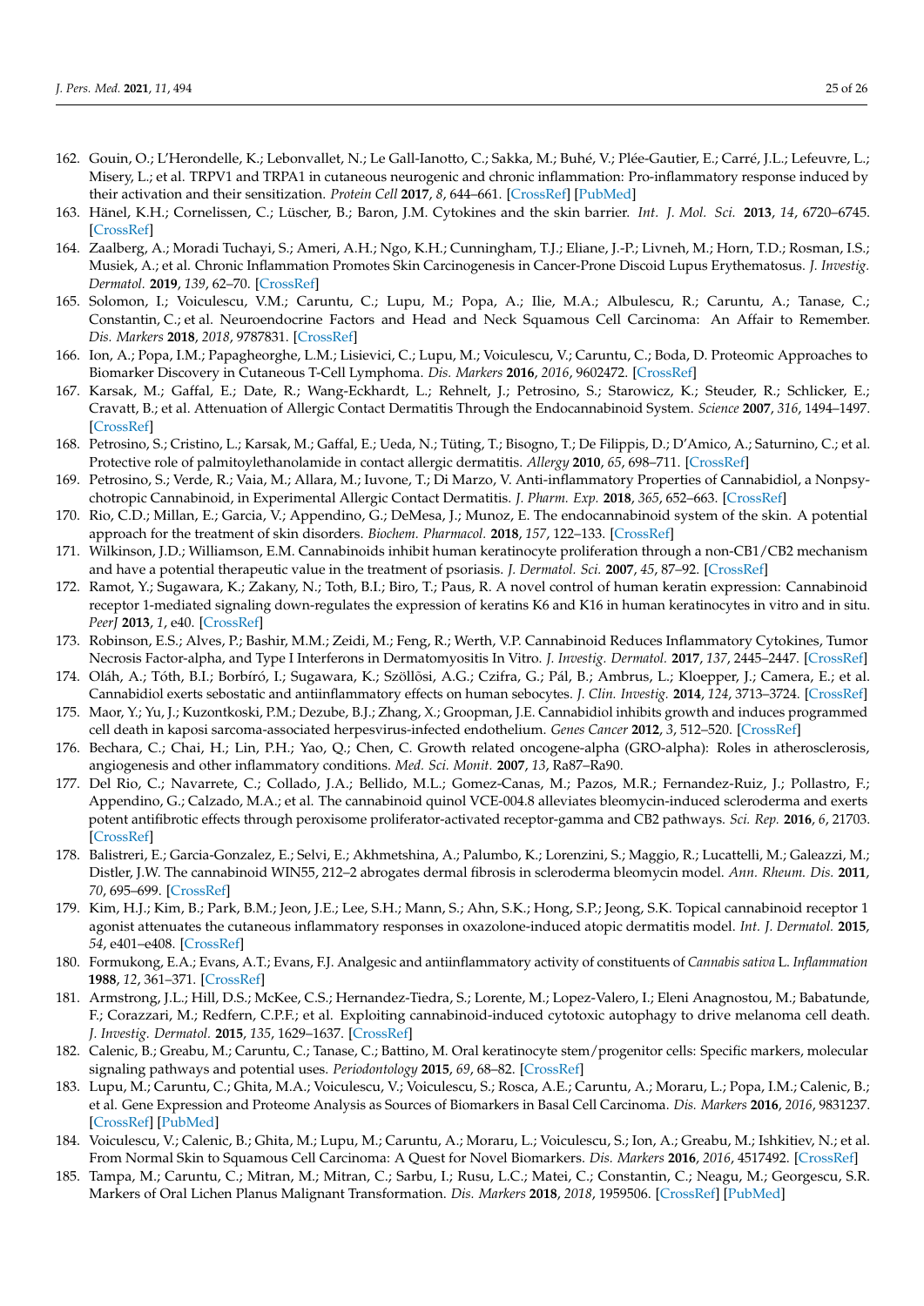162. Gouin, O.; L'Herondelle, K.; Lebonvallet, N.; Le Gall-Ianotto, C.; Sakka, M.; Buhé, V.; Plée-Gautier, E.; Carré, J.L.; Lefeuvre, L.; Misery, L.; et al. TRPV1 and TRPA1 in cutaneous neurogenic and chronic inflammation: Pro-inflammatory response induced by their activation and their sensitization. *Protein Cell* **2017**, *8*, 644–661. [CrossRef] [PubMed]
163. Hänel, K.H.; Cornelissen, C.; Lüscher, B.; Baron, J.M. Cytokines and the skin barrier. *Int. J. Mol. Sci.* **2013**, *14*, 6720–6745. [CrossRef]
164. Zaalberg, A.; Moradi Tuchayi, S.; Ameri, A.H.; Ngo, K.H.; Cunningham, T.J.; Eliane, J.-P.; Livneh, M.; Horn, T.D.; Rosman, I.S.; Musiek, A.; et al. Chronic Inflammation Promotes Skin Carcinogenesis in Cancer-Prone Discoid Lupus Erythematosus. *J. Investig. Dermatol.* **2019**, *139*, 62–70. [CrossRef]
165. Solomon, I.; Voiculescu, V.M.; Caruntu, C.; Lupu, M.; Popa, A.; Ilie, M.A.; Albulescu, R.; Caruntu, A.; Tanase, C.; Constantin, C.; et al. Neuroendocrine Factors and Head and Neck Squamous Cell Carcinoma: An Affair to Remember. *Dis. Markers* **2018**, *2018*, 9787831. [CrossRef]
166. Ion, A.; Popa, I.M.; Papagheorghe, L.M.; Lisievici, C.; Lupu, M.; Voiculescu, V.; Caruntu, C.; Boda, D. Proteomic Approaches to Biomarker Discovery in Cutaneous T-Cell Lymphoma. *Dis. Markers* **2016**, *2016*, 9602472. [CrossRef]
167. Karsak, M.; Gaffal, E.; Date, R.; Wang-Eckhardt, L.; Rehnelt, J.; Petrosino, S.; Starowicz, K.; Steuder, R.; Schlicker, E.; Cravatt, B.; et al. Attenuation of Allergic Contact Dermatitis Through the Endocannabinoid System. *Science* **2007**, *316*, 1494–1497. [CrossRef]
168. Petrosino, S.; Cristino, L.; Karsak, M.; Gaffal, E.; Ueda, N.; Tüting, T.; Bisogno, T.; De Filippis, D.; D'Amico, A.; Saturnino, C.; et al. Protective role of palmitoylethanolamide in contact allergic dermatitis. *Allergy* **2010**, *65*, 698–711. [CrossRef]
169. Petrosino, S.; Verde, R.; Vaia, M.; Allara, M.; Iuvone, T.; Di Marzo, V. Anti-inflammatory Properties of Cannabidiol, a Nonpsychotropic Cannabinoid, in Experimental Allergic Contact Dermatitis. *J. Pharm. Exp.* **2018**, *365*, 652–663. [CrossRef]
170. Rio, C.D.; Millan, E.; Garcia, V.; Appendino, G.; DeMesa, J.; Munoz, E. The endocannabinoid system of the skin. A potential approach for the treatment of skin disorders. *Biochem. Pharmacol.* **2018**, *157*, 122–133. [CrossRef]
171. Wilkinson, J.D.; Williamson, E.M. Cannabinoids inhibit human keratinocyte proliferation through a non-CB1/CB2 mechanism and have a potential therapeutic value in the treatment of psoriasis. *J. Dermatol. Sci.* **2007**, *45*, 87–92. [CrossRef]
172. Ramot, Y.; Sugawara, K.; Zakany, N.; Toth, B.I.; Biro, T.; Paus, R. A novel control of human keratin expression: Cannabinoid receptor 1-mediated signaling down-regulates the expression of keratins K6 and K16 in human keratinocytes in vitro and in situ. *PeerJ* **2013**, *1*, e40. [CrossRef]
173. Robinson, E.S.; Alves, P.; Bashir, M.M.; Zeidi, M.; Feng, R.; Werth, V.P. Cannabinoid Reduces Inflammatory Cytokines, Tumor Necrosis Factor-alpha, and Type I Interferons in Dermatomyositis In Vitro. *J. Investig. Dermatol.* **2017**, *137*, 2445–2447. [CrossRef]
174. Oláh, A.; Tóth, B.I.; Borbíró, I.; Sugawara, K.; Szöllõsi, A.G.; Czifra, G.; Pál, B.; Ambrus, L.; Kloepper, J.; Camera, E.; et al. Cannabidiol exerts sebostatic and antiinflammatory effects on human sebocytes. *J. Clin. Investig.* **2014**, *124*, 3713–3724. [CrossRef]
175. Maor, Y.; Yu, J.; Kuzontkoski, P.M.; Dezube, B.J.; Zhang, X.; Groopman, J.E. Cannabidiol inhibits growth and induces programmed cell death in kaposi sarcoma-associated herpesvirus-infected endothelium. *Genes Cancer* **2012**, *3*, 512–520. [CrossRef]
176. Bechara, C.; Chai, H.; Lin, P.H.; Yao, Q.; Chen, C. Growth related oncogene-alpha (GRO-alpha): Roles in atherosclerosis, angiogenesis and other inflammatory conditions. *Med. Sci. Monit.* **2007**, *13*, Ra87–Ra90.
177. Del Rio, C.; Navarrete, C.; Collado, J.A.; Bellido, M.L.; Gomez-Canas, M.; Pazos, M.R.; Fernandez-Ruiz, J.; Pollastro, F.; Appendino, G.; Calzado, M.A.; et al. The cannabinoid quinol VCE-004.8 alleviates bleomycin-induced scleroderma and exerts potent antifibrotic effects through peroxisome proliferator-activated receptor-gamma and CB2 pathways. *Sci. Rep.* **2016**, *6*, 21703. [CrossRef]
178. Balistreri, E.; Garcia-Gonzalez, E.; Selvi, E.; Akhmetshina, A.; Palumbo, K.; Lorenzini, S.; Maggio, R.; Lucattelli, M.; Galeazzi, M.; Distler, J.W. The cannabinoid WIN55, 212–2 abrogates dermal fibrosis in scleroderma bleomycin model. *Ann. Rheum. Dis.* **2011**, *70*, 695–699. [CrossRef]
179. Kim, H.J.; Kim, B.; Park, B.M.; Jeon, J.E.; Lee, S.H.; Mann, S.; Ahn, S.K.; Hong, S.P.; Jeong, S.K. Topical cannabinoid receptor 1 agonist attenuates the cutaneous inflammatory responses in oxazolone-induced atopic dermatitis model. *Int. J. Dermatol.* **2015**, *54*, e401–e408. [CrossRef]
180. Formukong, E.A.; Evans, A.T.; Evans, F.J. Analgesic and antiinflammatory activity of constituents of *Cannabis sativa* L. *Inflammation* **1988**, *12*, 361–371. [CrossRef]
181. Armstrong, J.L.; Hill, D.S.; McKee, C.S.; Hernandez-Tiedra, S.; Lorente, M.; Lopez-Valero, I.; Eleni Anagnostou, M.; Babatunde, F.; Corazzari, M.; Redfern, C.P.F.; et al. Exploiting cannabinoid-induced cytotoxic autophagy to drive melanoma cell death. *J. Investig. Dermatol.* **2015**, *135*, 1629–1637. [CrossRef]
182. Calenic, B.; Greabu, M.; Caruntu, C.; Tanase, C.; Battino, M. Oral keratinocyte stem/progenitor cells: Specific markers, molecular signaling pathways and potential uses. *Periodontology* **2015**, *69*, 68–82. [CrossRef]
183. Lupu, M.; Caruntu, C.; Ghita, M.A.; Voiculescu, V.; Voiculescu, S.; Rosca, A.E.; Caruntu, A.; Moraru, L.; Popa, I.M.; Calenic, B.; et al. Gene Expression and Proteome Analysis as Sources of Biomarkers in Basal Cell Carcinoma. *Dis. Markers* **2016**, *2016*, 9831237. [CrossRef] [PubMed]
184. Voiculescu, V.; Calenic, B.; Ghita, M.; Lupu, M.; Caruntu, A.; Moraru, L.; Voiculescu, S.; Ion, A.; Greabu, M.; Ishkitiev, N.; et al. From Normal Skin to Squamous Cell Carcinoma: A Quest for Novel Biomarkers. *Dis. Markers* **2016**, *2016*, 4517492. [CrossRef]
185. Tampa, M.; Caruntu, C.; Mitran, M.; Mitran, C.; Sarbu, I.; Rusu, L.C.; Matei, C.; Constantin, C.; Neagu, M.; Georgescu, S.R. Markers of Oral Lichen Planus Malignant Transformation. *Dis. Markers* **2018**, *2018*, 1959506. [CrossRef] [PubMed]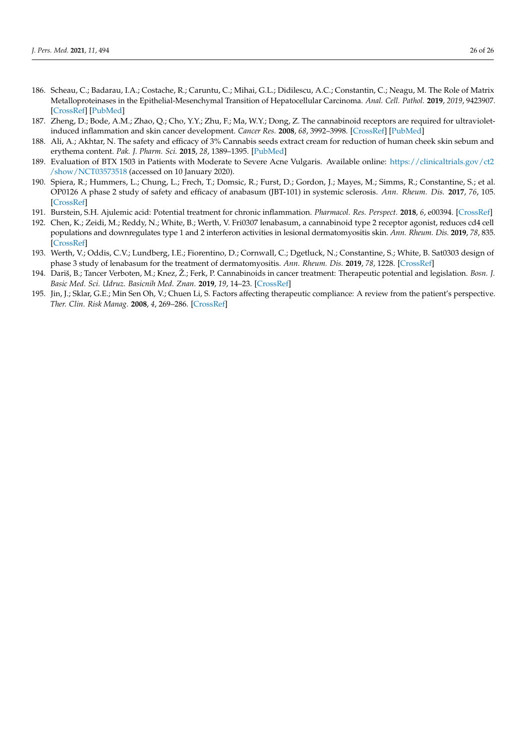186. Scheau, C.; Badarau, I.A.; Costache, R.; Caruntu, C.; Mihai, G.L.; Didilescu, A.C.; Constantin, C.; Neagu, M. The Role of Matrix Metalloproteinases in the Epithelial-Mesenchymal Transition of Hepatocellular Carcinoma. *Anal. Cell. Pathol.* **2019**, *2019*, 9423907. [CrossRef] [PubMed]
187. Zheng, D.; Bode, A.M.; Zhao, Q.; Cho, Y.Y.; Zhu, F.; Ma, W.Y.; Dong, Z. The cannabinoid receptors are required for ultraviolet-induced inflammation and skin cancer development. *Cancer Res.* **2008**, *68*, 3992–3998. [CrossRef] [PubMed]
188. Ali, A.; Akhtar, N. The safety and efficacy of 3% Cannabis seeds extract cream for reduction of human cheek skin sebum and erythema content. *Pak. J. Pharm. Sci.* **2015**, *28*, 1389–1395. [PubMed]
189. Evaluation of BTX 1503 in Patients with Moderate to Severe Acne Vulgaris. Available online: https://clinicaltrials.gov/ct2/show/NCT03573518 (accessed on 10 January 2020).
190. Spiera, R.; Hummers, L.; Chung, L.; Frech, T.; Domsic, R.; Furst, D.; Gordon, J.; Mayes, M.; Simms, R.; Constantine, S.; et al. OP0126 A phase 2 study of safety and efficacy of anabasum (JBT-101) in systemic sclerosis. *Ann. Rheum. Dis.* **2017**, *76*, 105. [CrossRef]
191. Burstein, S.H. Ajulemic acid: Potential treatment for chronic inflammation. *Pharmacol. Res. Perspect.* **2018**, *6*, e00394. [CrossRef]
192. Chen, K.; Zeidi, M.; Reddy, N.; White, B.; Werth, V. Fri0307 lenabasum, a cannabinoid type 2 receptor agonist, reduces cd4 cell populations and downregulates type 1 and 2 interferon activities in lesional dermatomyositis skin. *Ann. Rheum. Dis.* **2019**, *78*, 835. [CrossRef]
193. Werth, V.; Oddis, C.V.; Lundberg, I.E.; Fiorentino, D.; Cornwall, C.; Dgetluck, N.; Constantine, S.; White, B. Sat0303 design of phase 3 study of lenabasum for the treatment of dermatomyositis. *Ann. Rheum. Dis.* **2019**, *78*, 1228. [CrossRef]
194. Dariš, B.; Tancer Verboten, M.; Knez, Ž.; Ferk, P. Cannabinoids in cancer treatment: Therapeutic potential and legislation. *Bosn. J. Basic Med. Sci. Udruz. Basicnih Med. Znan.* **2019**, *19*, 14–23. [CrossRef]
195. Jin, J.; Sklar, G.E.; Min Sen Oh, V.; Chuen Li, S. Factors affecting therapeutic compliance: A review from the patient's perspective. *Ther. Clin. Risk Manag.* **2008**, *4*, 269–286. [CrossRef]